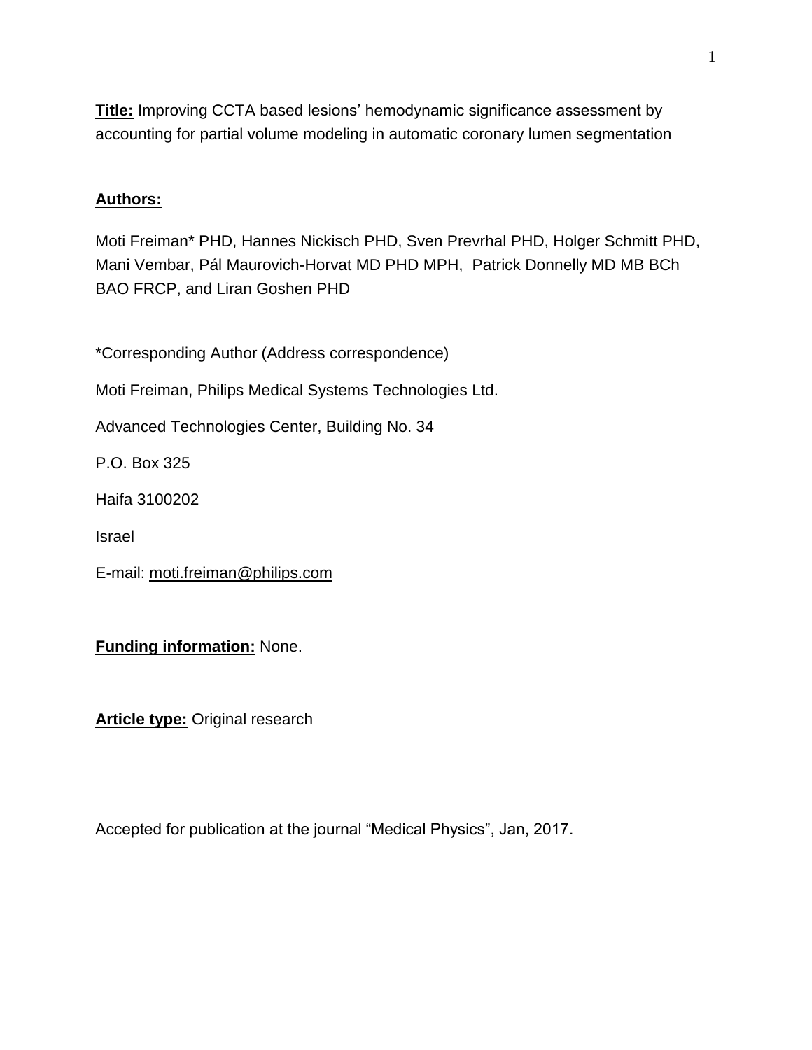**Title:** Improving CCTA based lesions' hemodynamic significance assessment by accounting for partial volume modeling in automatic coronary lumen segmentation

**Authors:**

Moti Freiman* PHD, Hannes Nickisch PHD, Sven Prevrhal PHD, Holger Schmitt PHD, Mani Vembar, Pál Maurovich-Horvat MD PHD MPH, Patrick Donnelly MD MB BCh BAO FRCP, and Liran Goshen PHD

*Corresponding Author (Address correspondence)

Moti Freiman, Philips Medical Systems Technologies Ltd.

Advanced Technologies Center, Building No. 34

P.O. Box 325

Haifa 3100202

Israel

E-mail: moti.freiman@philips.com

**Funding information:** None.

**Article type:** Original research

Accepted for publication at the journal "Medical Physics", Jan, 2017.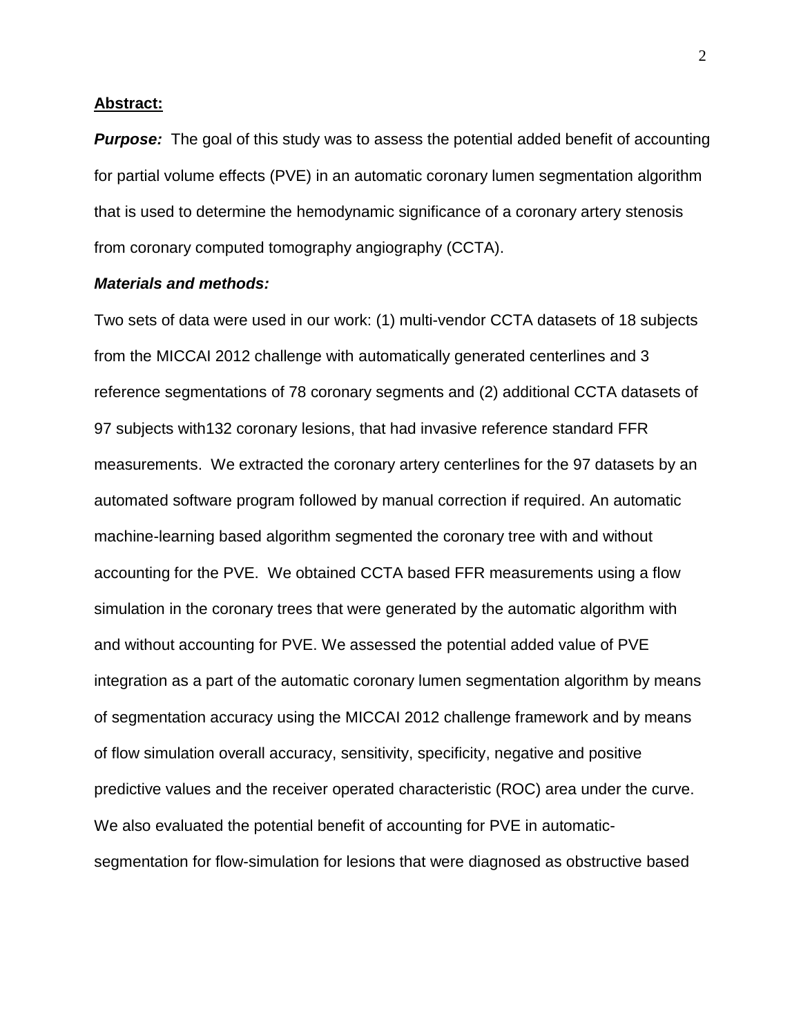**Abstract:**

***Purpose:*** The goal of this study was to assess the potential added benefit of accounting for partial volume effects (PVE) in an automatic coronary lumen segmentation algorithm that is used to determine the hemodynamic significance of a coronary artery stenosis from coronary computed tomography angiography (CCTA).

***Materials and methods:***

Two sets of data were used in our work: (1) multi-vendor CCTA datasets of 18 subjects from the MICCAI 2012 challenge with automatically generated centerlines and 3 reference segmentations of 78 coronary segments and (2) additional CCTA datasets of 97 subjects with132 coronary lesions, that had invasive reference standard FFR measurements. We extracted the coronary artery centerlines for the 97 datasets by an automated software program followed by manual correction if required. An automatic machine-learning based algorithm segmented the coronary tree with and without accounting for the PVE. We obtained CCTA based FFR measurements using a flow simulation in the coronary trees that were generated by the automatic algorithm with and without accounting for PVE. We assessed the potential added value of PVE integration as a part of the automatic coronary lumen segmentation algorithm by means of segmentation accuracy using the MICCAI 2012 challenge framework and by means of flow simulation overall accuracy, sensitivity, specificity, negative and positive predictive values and the receiver operated characteristic (ROC) area under the curve. We also evaluated the potential benefit of accounting for PVE in automatic-segmentation for flow-simulation for lesions that were diagnosed as obstructive based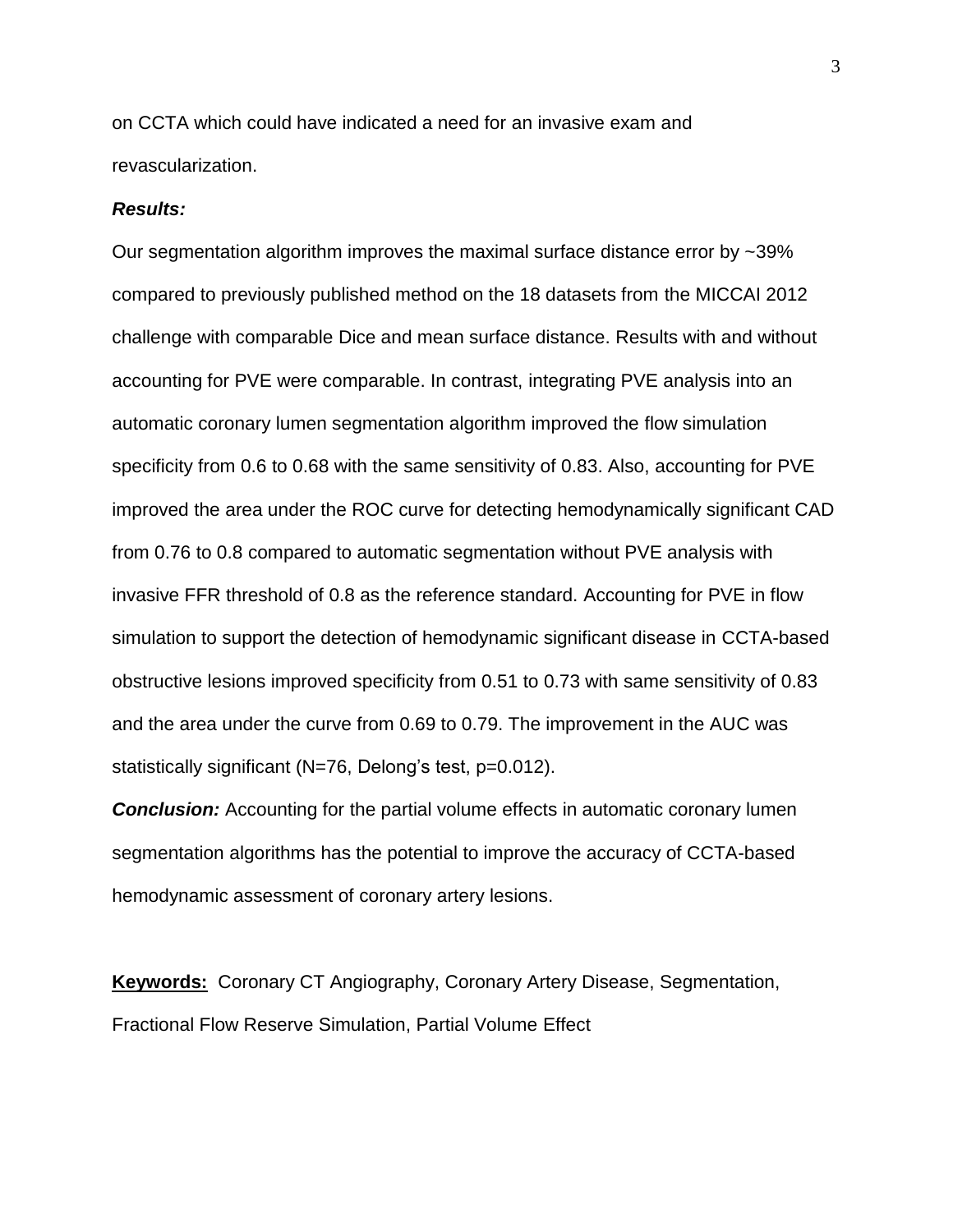on CCTA which could have indicated a need for an invasive exam and revascularization.

***Results:***

Our segmentation algorithm improves the maximal surface distance error by ~39% compared to previously published method on the 18 datasets from the MICCAI 2012 challenge with comparable Dice and mean surface distance. Results with and without accounting for PVE were comparable. In contrast, integrating PVE analysis into an automatic coronary lumen segmentation algorithm improved the flow simulation specificity from 0.6 to 0.68 with the same sensitivity of 0.83. Also, accounting for PVE improved the area under the ROC curve for detecting hemodynamically significant CAD from 0.76 to 0.8 compared to automatic segmentation without PVE analysis with invasive FFR threshold of 0.8 as the reference standard. Accounting for PVE in flow simulation to support the detection of hemodynamic significant disease in CCTA-based obstructive lesions improved specificity from 0.51 to 0.73 with same sensitivity of 0.83 and the area under the curve from 0.69 to 0.79. The improvement in the AUC was statistically significant (N=76, Delong's test, p=0.012).

***Conclusion:*** Accounting for the partial volume effects in automatic coronary lumen segmentation algorithms has the potential to improve the accuracy of CCTA-based hemodynamic assessment of coronary artery lesions.

**Keywords:** Coronary CT Angiography, Coronary Artery Disease, Segmentation, Fractional Flow Reserve Simulation, Partial Volume Effect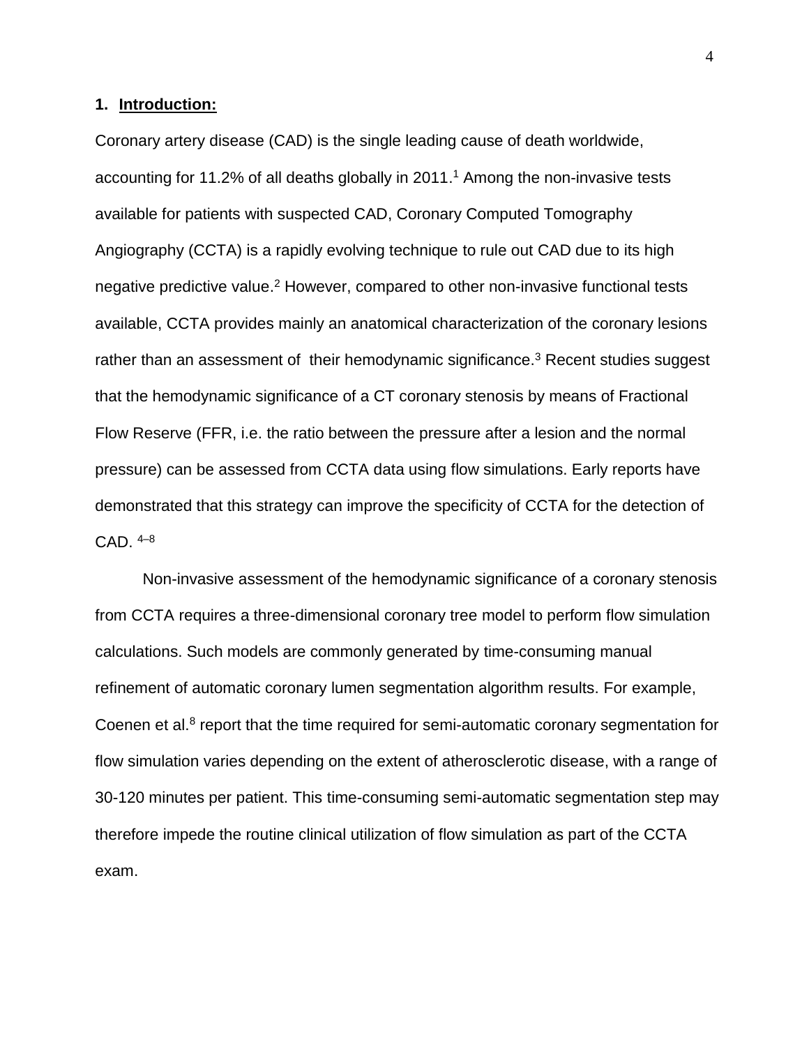## 1. Introduction:

Coronary artery disease (CAD) is the single leading cause of death worldwide, accounting for 11.2% of all deaths globally in 2011.[1] Among the non-invasive tests available for patients with suspected CAD, Coronary Computed Tomography Angiography (CCTA) is a rapidly evolving technique to rule out CAD due to its high negative predictive value.[2] However, compared to other non-invasive functional tests available, CCTA provides mainly an anatomical characterization of the coronary lesions rather than an assessment of their hemodynamic significance.[3] Recent studies suggest that the hemodynamic significance of a CT coronary stenosis by means of Fractional Flow Reserve (FFR, i.e. the ratio between the pressure after a lesion and the normal pressure) can be assessed from CCTA data using flow simulations. Early reports have demonstrated that this strategy can improve the specificity of CCTA for the detection of CAD. [4–8]

Non-invasive assessment of the hemodynamic significance of a coronary stenosis from CCTA requires a three-dimensional coronary tree model to perform flow simulation calculations. Such models are commonly generated by time-consuming manual refinement of automatic coronary lumen segmentation algorithm results. For example, Coenen et al.[8] report that the time required for semi-automatic coronary segmentation for flow simulation varies depending on the extent of atherosclerotic disease, with a range of 30-120 minutes per patient. This time-consuming semi-automatic segmentation step may therefore impede the routine clinical utilization of flow simulation as part of the CCTA exam.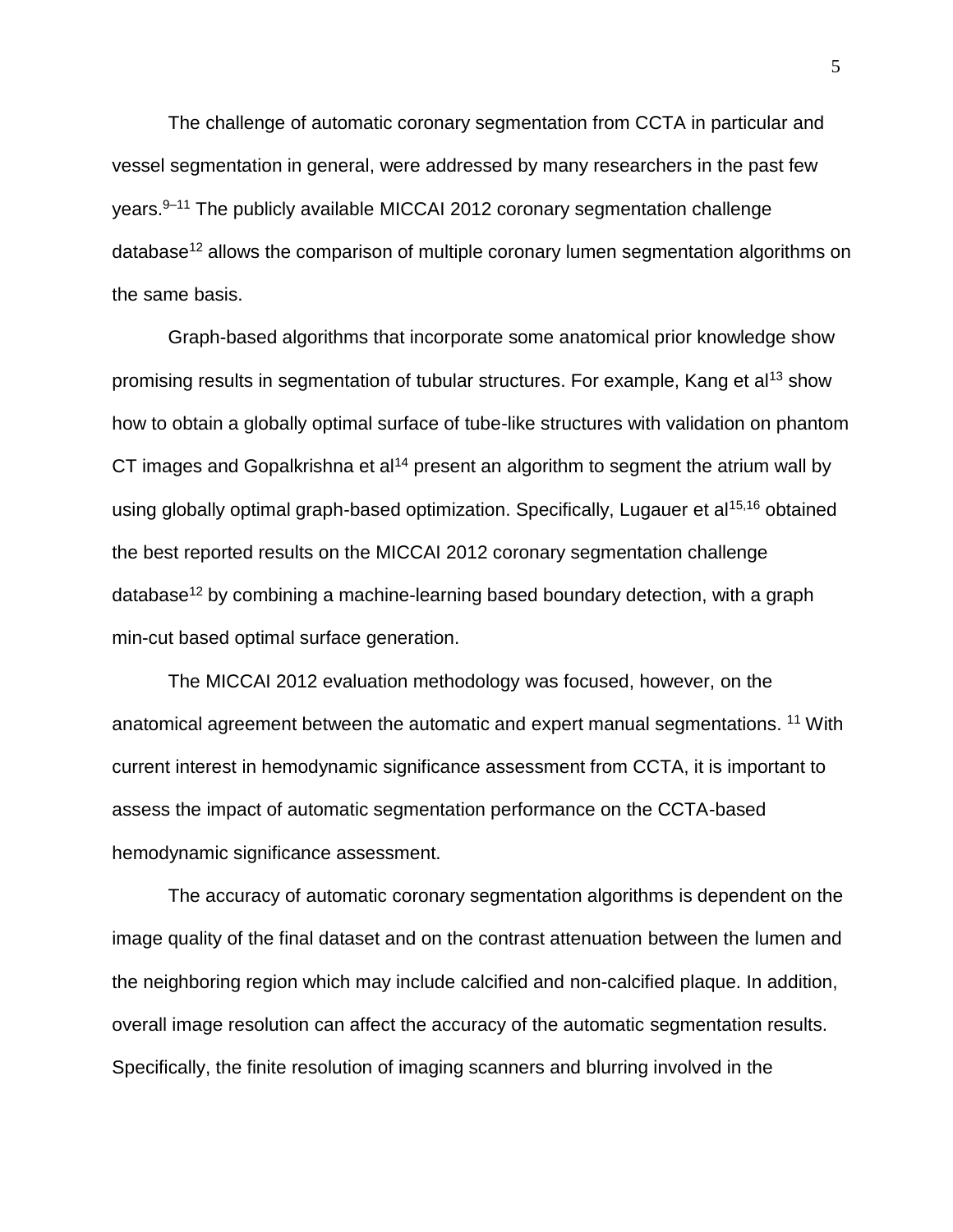The challenge of automatic coronary segmentation from CCTA in particular and vessel segmentation in general, were addressed by many researchers in the past few years.[9–11] The publicly available MICCAI 2012 coronary segmentation challenge database[12] allows the comparison of multiple coronary lumen segmentation algorithms on the same basis.

Graph-based algorithms that incorporate some anatomical prior knowledge show promising results in segmentation of tubular structures. For example, Kang et al[13] show how to obtain a globally optimal surface of tube-like structures with validation on phantom CT images and Gopalkrishna et al[14] present an algorithm to segment the atrium wall by using globally optimal graph-based optimization. Specifically, Lugauer et al[15,16] obtained the best reported results on the MICCAI 2012 coronary segmentation challenge database[12] by combining a machine-learning based boundary detection, with a graph min-cut based optimal surface generation.

The MICCAI 2012 evaluation methodology was focused, however, on the anatomical agreement between the automatic and expert manual segmentations. [11] With current interest in hemodynamic significance assessment from CCTA, it is important to assess the impact of automatic segmentation performance on the CCTA-based hemodynamic significance assessment.

The accuracy of automatic coronary segmentation algorithms is dependent on the image quality of the final dataset and on the contrast attenuation between the lumen and the neighboring region which may include calcified and non-calcified plaque. In addition, overall image resolution can affect the accuracy of the automatic segmentation results. Specifically, the finite resolution of imaging scanners and blurring involved in the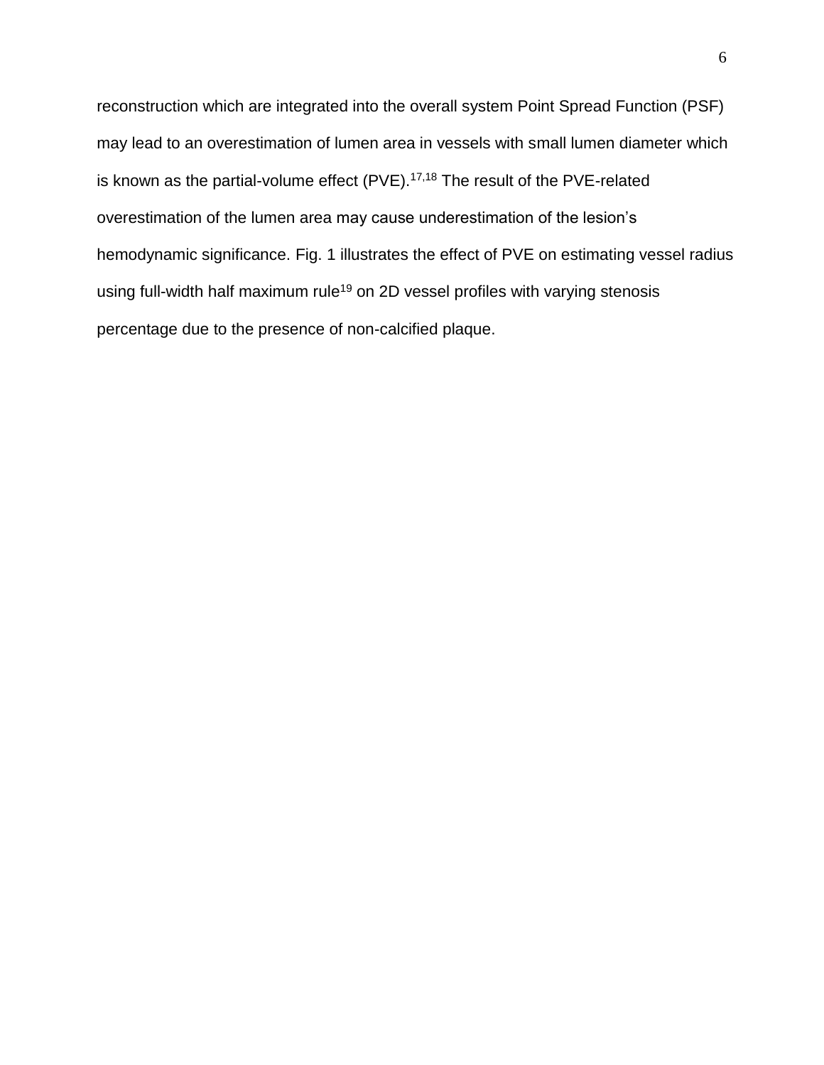reconstruction which are integrated into the overall system Point Spread Function (PSF) may lead to an overestimation of lumen area in vessels with small lumen diameter which is known as the partial-volume effect (PVE).[17,18] The result of the PVE-related overestimation of the lumen area may cause underestimation of the lesion's hemodynamic significance. Fig. 1 illustrates the effect of PVE on estimating vessel radius using full-width half maximum rule[19] on 2D vessel profiles with varying stenosis percentage due to the presence of non-calcified plaque.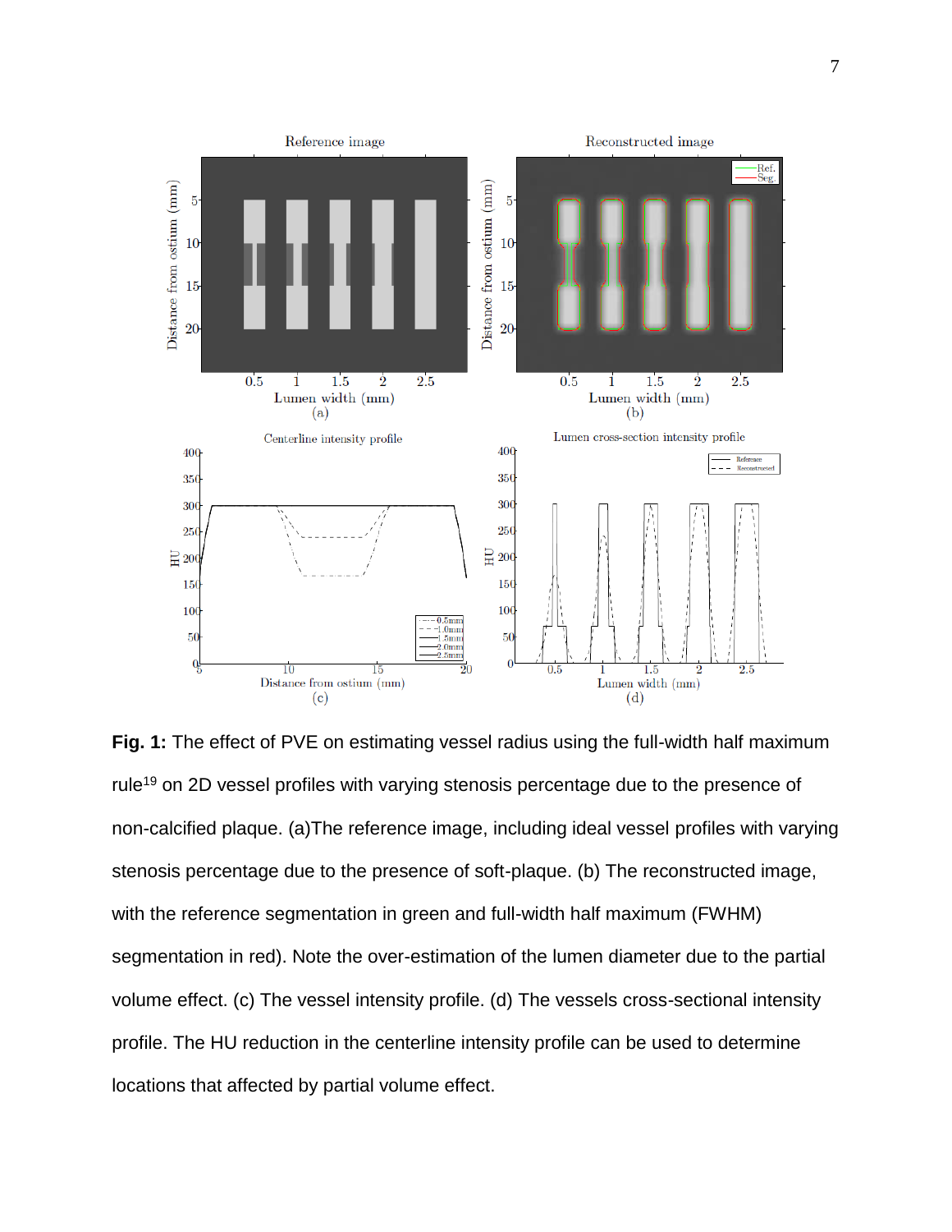**Fig. 1:** The effect of PVE on estimating vessel radius using the full-width half maximum rule[19] on 2D vessel profiles with varying stenosis percentage due to the presence of non-calcified plaque. (a)The reference image, including ideal vessel profiles with varying stenosis percentage due to the presence of soft-plaque. (b) The reconstructed image, with the reference segmentation in green and full-width half maximum (FWHM) segmentation in red). Note the over-estimation of the lumen diameter due to the partial volume effect. (c) The vessel intensity profile. (d) The vessels cross-sectional intensity profile. The HU reduction in the centerline intensity profile can be used to determine locations that affected by partial volume effect.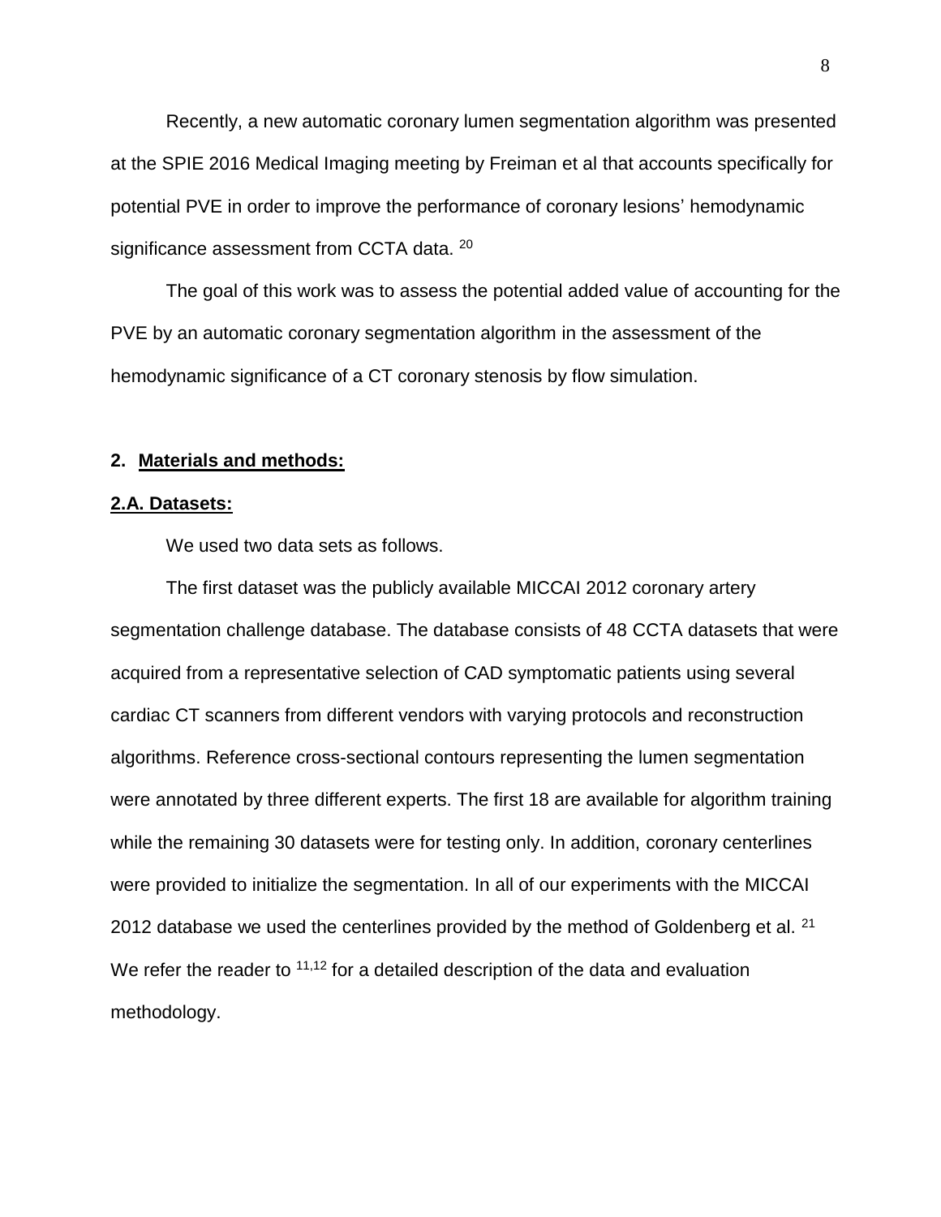Recently, a new automatic coronary lumen segmentation algorithm was presented at the SPIE 2016 Medical Imaging meeting by Freiman et al that accounts specifically for potential PVE in order to improve the performance of coronary lesions' hemodynamic significance assessment from CCTA data. [20]

The goal of this work was to assess the potential added value of accounting for the PVE by an automatic coronary segmentation algorithm in the assessment of the hemodynamic significance of a CT coronary stenosis by flow simulation.

## 2. Materials and methods:

### 2.A. Datasets:

We used two data sets as follows.

The first dataset was the publicly available MICCAI 2012 coronary artery segmentation challenge database. The database consists of 48 CCTA datasets that were acquired from a representative selection of CAD symptomatic patients using several cardiac CT scanners from different vendors with varying protocols and reconstruction algorithms. Reference cross-sectional contours representing the lumen segmentation were annotated by three different experts. The first 18 are available for algorithm training while the remaining 30 datasets were for testing only. In addition, coronary centerlines were provided to initialize the segmentation. In all of our experiments with the MICCAI 2012 database we used the centerlines provided by the method of Goldenberg et al. [21] We refer the reader to [11,12] for a detailed description of the data and evaluation methodology.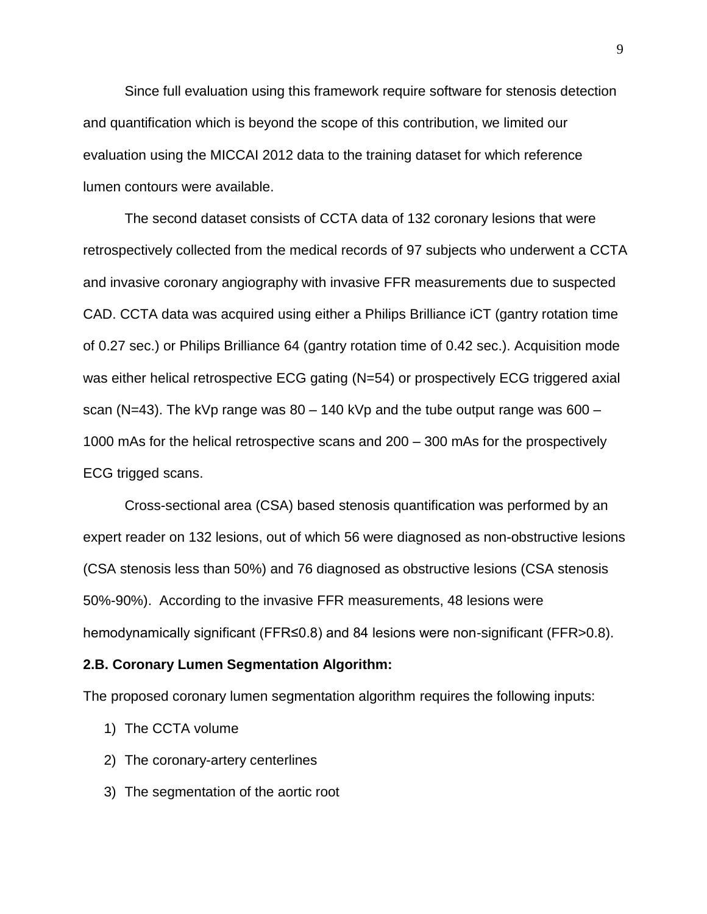Since full evaluation using this framework require software for stenosis detection and quantification which is beyond the scope of this contribution, we limited our evaluation using the MICCAI 2012 data to the training dataset for which reference lumen contours were available.

The second dataset consists of CCTA data of 132 coronary lesions that were retrospectively collected from the medical records of 97 subjects who underwent a CCTA and invasive coronary angiography with invasive FFR measurements due to suspected CAD. CCTA data was acquired using either a Philips Brilliance iCT (gantry rotation time of 0.27 sec.) or Philips Brilliance 64 (gantry rotation time of 0.42 sec.). Acquisition mode was either helical retrospective ECG gating (N=54) or prospectively ECG triggered axial scan (N=43). The kVp range was 80 – 140 kVp and the tube output range was 600 – 1000 mAs for the helical retrospective scans and 200 – 300 mAs for the prospectively ECG trigged scans.

Cross-sectional area (CSA) based stenosis quantification was performed by an expert reader on 132 lesions, out of which 56 were diagnosed as non-obstructive lesions (CSA stenosis less than 50%) and 76 diagnosed as obstructive lesions (CSA stenosis 50%-90%). According to the invasive FFR measurements, 48 lesions were hemodynamically significant (FFR≤0.8) and 84 lesions were non-significant (FFR>0.8).

**2.B. Coronary Lumen Segmentation Algorithm:**

The proposed coronary lumen segmentation algorithm requires the following inputs:

1) The CCTA volume
2) The coronary-artery centerlines
3) The segmentation of the aortic root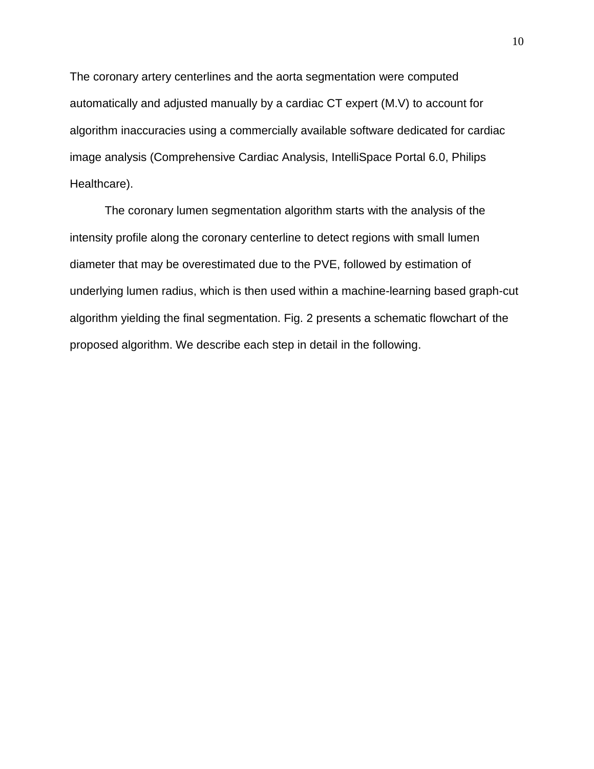The coronary artery centerlines and the aorta segmentation were computed automatically and adjusted manually by a cardiac CT expert (M.V) to account for algorithm inaccuracies using a commercially available software dedicated for cardiac image analysis (Comprehensive Cardiac Analysis, IntelliSpace Portal 6.0, Philips Healthcare).

The coronary lumen segmentation algorithm starts with the analysis of the intensity profile along the coronary centerline to detect regions with small lumen diameter that may be overestimated due to the PVE, followed by estimation of underlying lumen radius, which is then used within a machine-learning based graph-cut algorithm yielding the final segmentation. Fig. 2 presents a schematic flowchart of the proposed algorithm. We describe each step in detail in the following.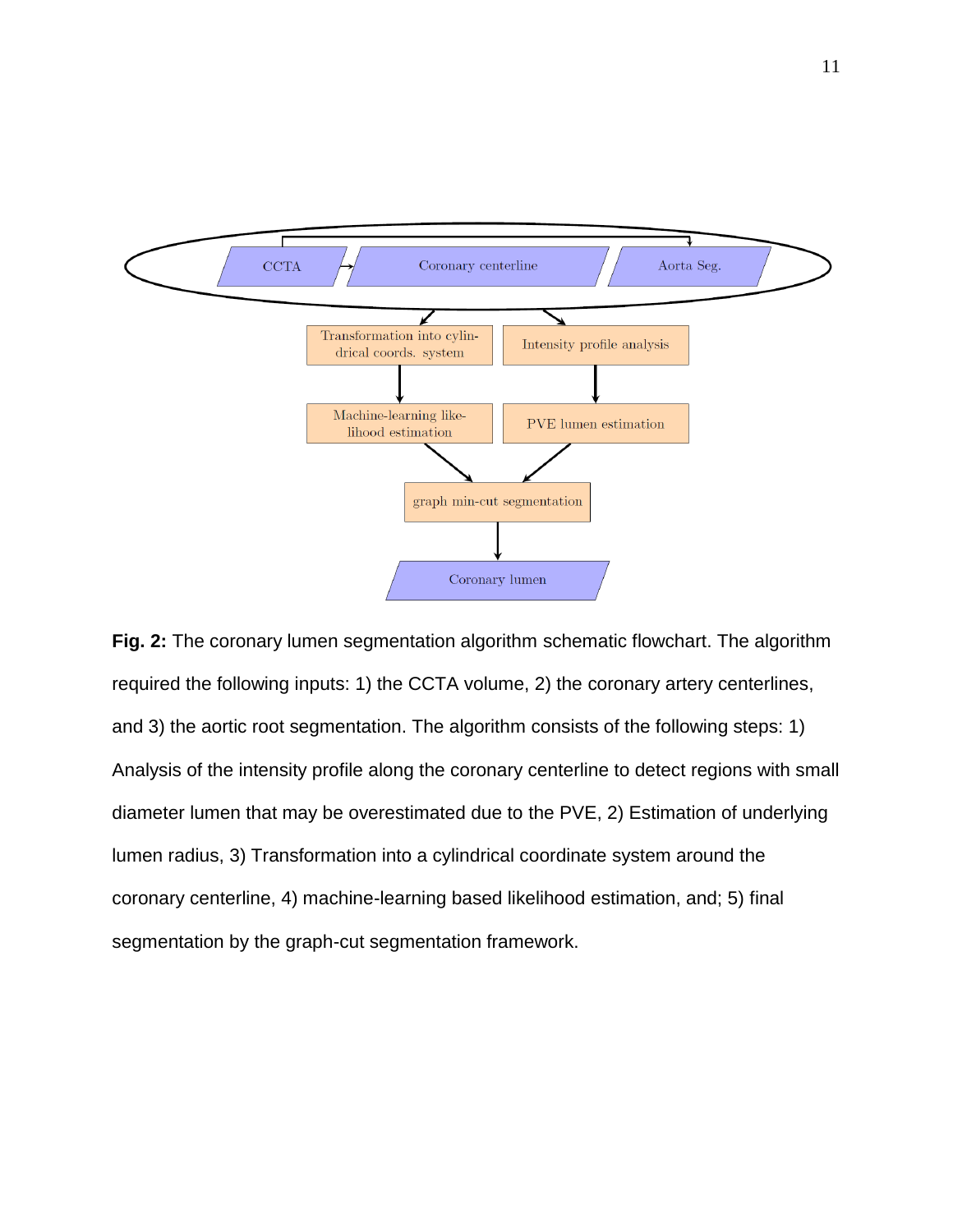**Fig. 2:** The coronary lumen segmentation algorithm schematic flowchart. The algorithm required the following inputs: 1) the CCTA volume, 2) the coronary artery centerlines, and 3) the aortic root segmentation. The algorithm consists of the following steps: 1) Analysis of the intensity profile along the coronary centerline to detect regions with small diameter lumen that may be overestimated due to the PVE, 2) Estimation of underlying lumen radius, 3) Transformation into a cylindrical coordinate system around the coronary centerline, 4) machine-learning based likelihood estimation, and; 5) final segmentation by the graph-cut segmentation framework.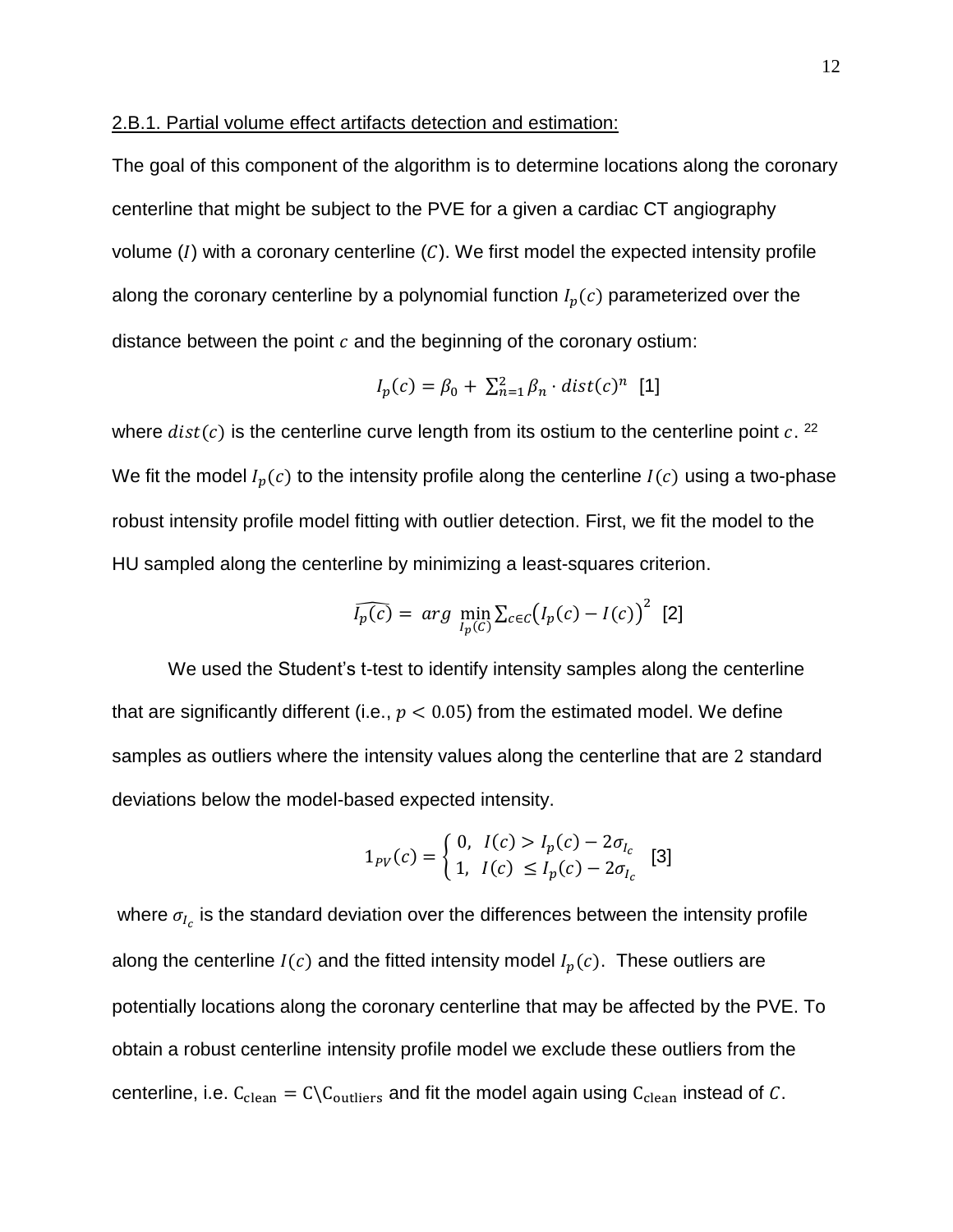2.B.1. Partial volume effect artifacts detection and estimation:

The goal of this component of the algorithm is to determine locations along the coronary centerline that might be subject to the PVE for a given a cardiac CT angiography volume ($I$) with a coronary centerline ($C$). We first model the expected intensity profile along the coronary centerline by a polynomial function $I_p(c)$ parameterized over the distance between the point $c$ and the beginning of the coronary ostium:

$$I_p(c) = \beta_0 + \sum_{n=1}^{2} \beta_n \cdot dist(c)^n \quad [1]$$

where $dist(c)$ is the centerline curve length from its ostium to the centerline point $c$. [22]

We fit the model $I_p(c)$ to the intensity profile along the centerline $I(c)$ using a two-phase robust intensity profile model fitting with outlier detection. First, we fit the model to the HU sampled along the centerline by minimizing a least-squares criterion.

$$\widehat{I_p(c)} = arg \min_{I_p(C)} \sum_{c \in C} \left(I_p(c) - I(c)\right)^2 \quad [2]$$

We used the Student's t-test to identify intensity samples along the centerline that are significantly different (i.e., $p < 0.05$) from the estimated model. We define samples as outliers where the intensity values along the centerline that are $2$ standard deviations below the model-based expected intensity.

$$1_{PV}(c) = \begin{cases} 0, & I(c) > I_p(c) - 2\sigma_{I_c} \\ 1, & I(c) \leq I_p(c) - 2\sigma_{I_c} \end{cases} \quad [3]$$

where $\sigma_{I_c}$ is the standard deviation over the differences between the intensity profile along the centerline $I(c)$ and the fitted intensity model $I_p(c)$. These outliers are potentially locations along the coronary centerline that may be affected by the PVE. To obtain a robust centerline intensity profile model we exclude these outliers from the centerline, i.e. $\mathrm{C_{clean}} = \mathrm{C} \backslash \mathrm{C_{outliers}}$ and fit the model again using $\mathrm{C_{clean}}$ instead of $C$.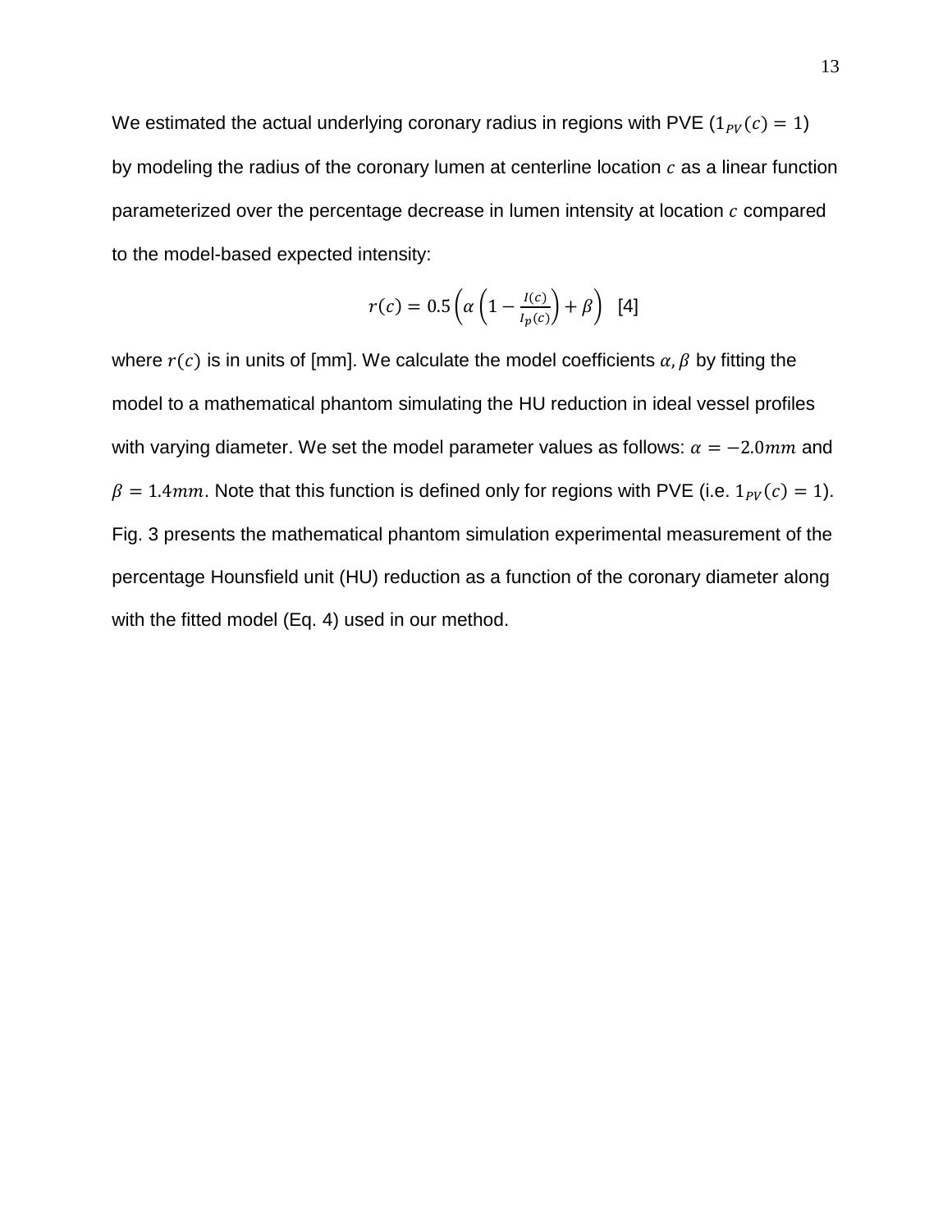We estimated the actual underlying coronary radius in regions with PVE ($1_{PV}(c) = 1$) by modeling the radius of the coronary lumen at centerline location $c$ as a linear function parameterized over the percentage decrease in lumen intensity at location $c$ compared to the model-based expected intensity:

$$r(c) = 0.5\left(\alpha\left(1 - \frac{I(c)}{I_p(c)}\right) + \beta\right) \quad [4]$$

where $r(c)$ is in units of [mm]. We calculate the model coefficients $\alpha, \beta$ by fitting the model to a mathematical phantom simulating the HU reduction in ideal vessel profiles with varying diameter. We set the model parameter values as follows: $\alpha = -2.0mm$ and $\beta = 1.4mm$. Note that this function is defined only for regions with PVE (i.e. $1_{PV}(c) = 1$). Fig. 3 presents the mathematical phantom simulation experimental measurement of the percentage Hounsfield unit (HU) reduction as a function of the coronary diameter along with the fitted model (Eq. 4) used in our method.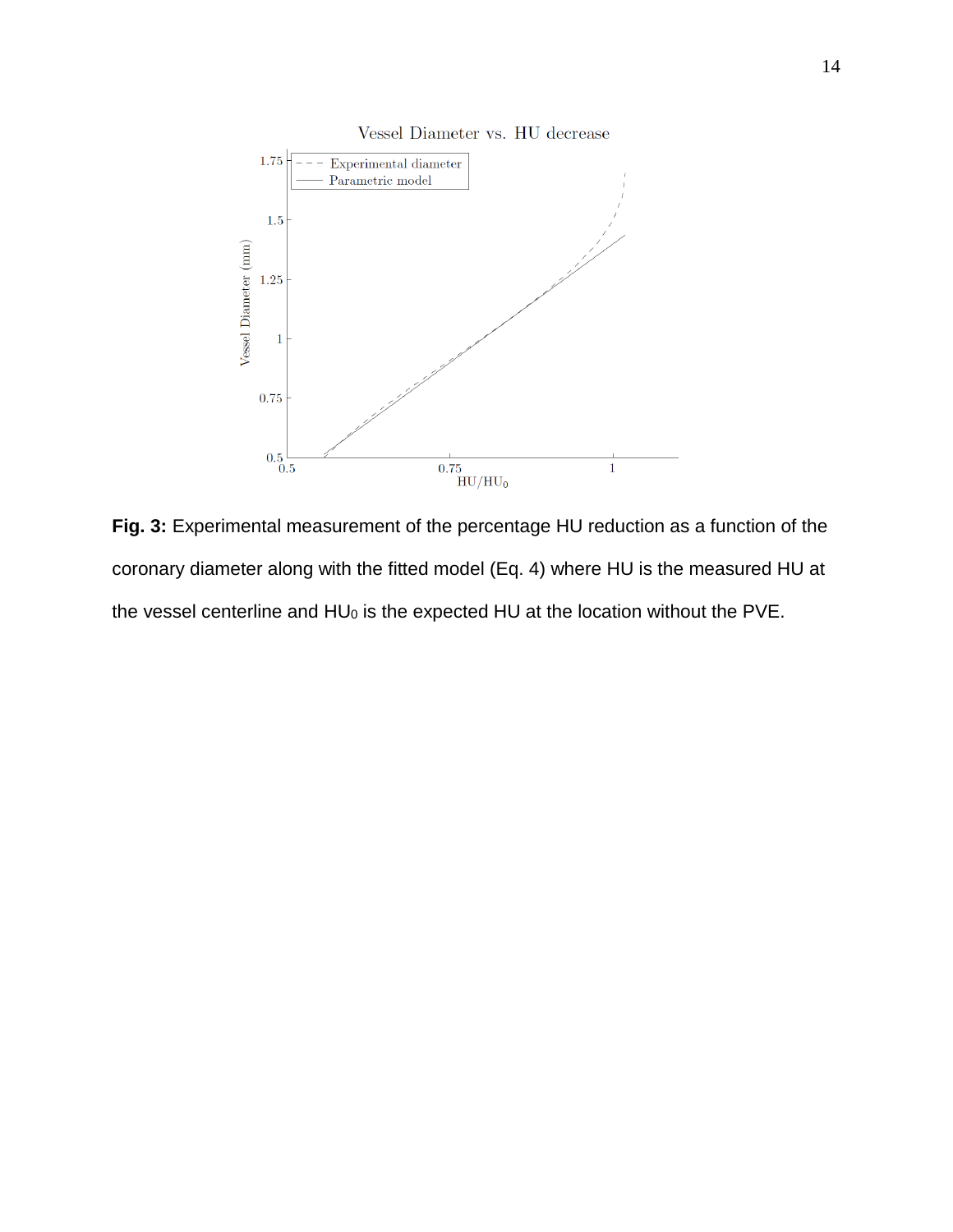**Fig. 3:** Experimental measurement of the percentage HU reduction as a function of the coronary diameter along with the fitted model (Eq. 4) where HU is the measured HU at the vessel centerline and $HU_0$ is the expected HU at the location without the PVE.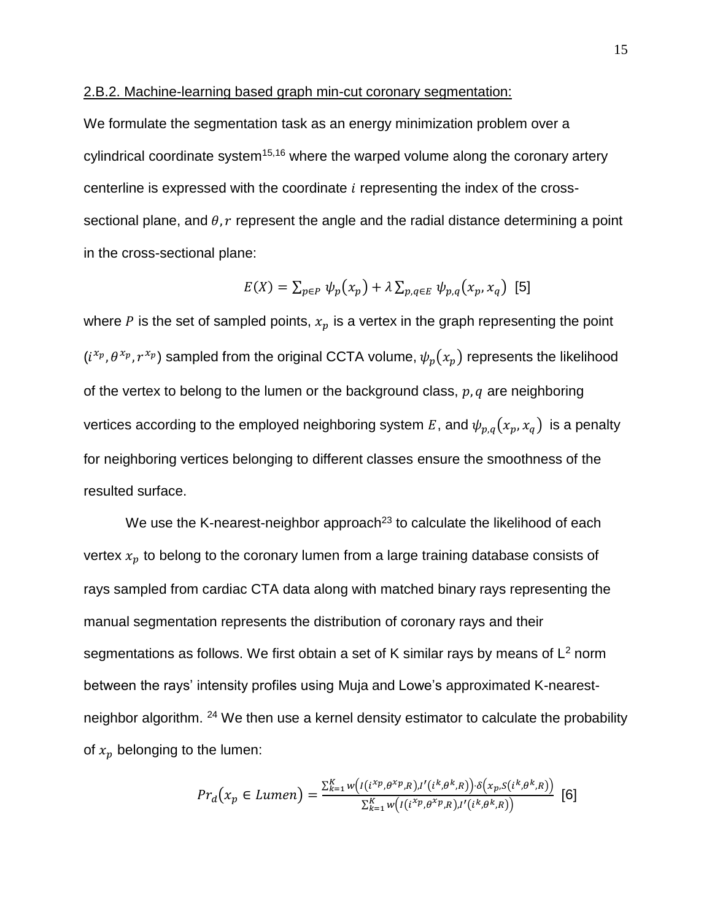2.B.2. Machine-learning based graph min-cut coronary segmentation:

We formulate the segmentation task as an energy minimization problem over a cylindrical coordinate system[15,16] where the warped volume along the coronary artery centerline is expressed with the coordinate $i$ representing the index of the cross-sectional plane, and $\theta, r$ represent the angle and the radial distance determining a point in the cross-sectional plane:

$$E(X) = \sum_{p \in P} \psi_p(x_p) + \lambda \sum_{p,q \in E} \psi_{p,q}(x_p, x_q) \quad [5]$$

where $P$ is the set of sampled points, $x_p$ is a vertex in the graph representing the point $(i^{x_p}, \theta^{x_p}, r^{x_p})$ sampled from the original CCTA volume, $\psi_p(x_p)$ represents the likelihood of the vertex to belong to the lumen or the background class, $p, q$ are neighboring vertices according to the employed neighboring system $E$, and $\psi_{p,q}(x_p, x_q)$ is a penalty for neighboring vertices belonging to different classes ensure the smoothness of the resulted surface.

We use the K-nearest-neighbor approach[23] to calculate the likelihood of each vertex $x_p$ to belong to the coronary lumen from a large training database consists of rays sampled from cardiac CTA data along with matched binary rays representing the manual segmentation represents the distribution of coronary rays and their segmentations as follows. We first obtain a set of K similar rays by means of $L^2$ norm between the rays' intensity profiles using Muja and Lowe's approximated K-nearest-neighbor algorithm. [24] We then use a kernel density estimator to calculate the probability of $x_p$ belonging to the lumen:

$$Pr_a(x_p \in Lumen) = \frac{\sum_{k=1}^{K} w\left(I(i^{x_p}, \theta^{x_p}, R), I'(i^k, \theta^k, R)\right) \cdot \delta\left(x_p, S(i^k, \theta^k, R)\right)}{\sum_{k=1}^{K} w\left(I(i^{x_p}, \theta^{x_p}, R), I'(i^k, \theta^k, R)\right)} \quad [6]$$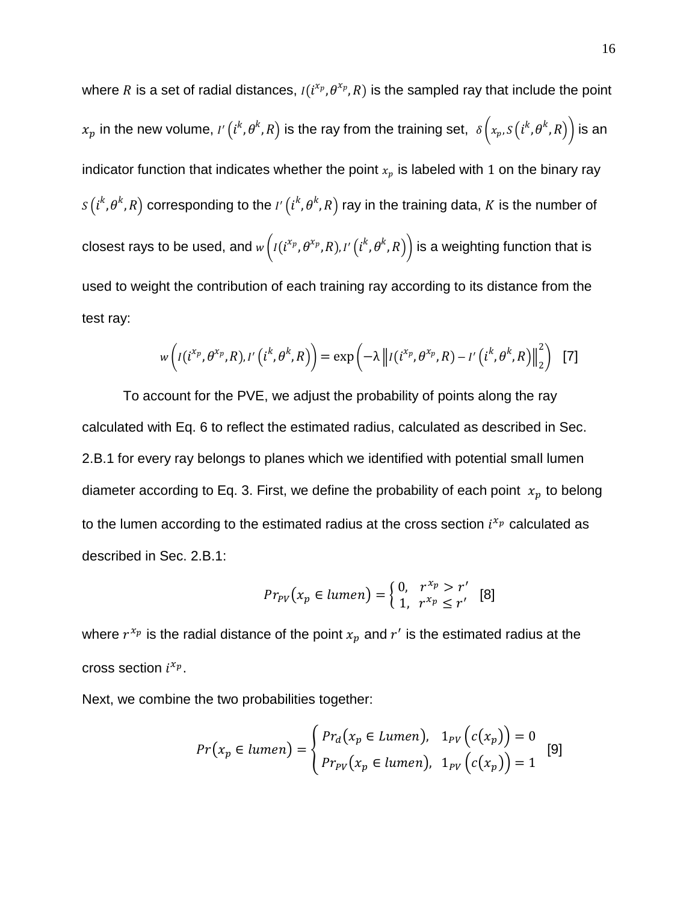where $R$ is a set of radial distances, $I(i^{x_p}, \theta^{x_p}, R)$ is the sampled ray that include the point $x_p$ in the new volume, $I'\left(i^k, \theta^k, R\right)$ is the ray from the training set, $\delta\left(x_p, S\left(i^k, \theta^k, R\right)\right)$ is an indicator function that indicates whether the point $x_p$ is labeled with $1$ on the binary ray $S\left(i^k, \theta^k, R\right)$ corresponding to the $I'\left(i^k, \theta^k, R\right)$ ray in the training data, $K$ is the number of closest rays to be used, and $w\left(I(i^{x_p}, \theta^{x_p}, R), I'\left(i^k, \theta^k, R\right)\right)$ is a weighting function that is used to weight the contribution of each training ray according to its distance from the test ray:

$$w\left(I(i^{x_p}, \theta^{x_p}, R), I'\left(i^k, \theta^k, R\right)\right) = \exp\left(-\lambda \left\|I(i^{x_p}, \theta^{x_p}, R) - I'\left(i^k, \theta^k, R\right)\right\|_2^2\right) \quad [7]$$

To account for the PVE, we adjust the probability of points along the ray calculated with Eq. 6 to reflect the estimated radius, calculated as described in Sec. 2.B.1 for every ray belongs to planes which we identified with potential small lumen diameter according to Eq. 3. First, we define the probability of each point $x_p$ to belong to the lumen according to the estimated radius at the cross section $i^{x_p}$ calculated as described in Sec. 2.B.1:

$$Pr_{PV}(x_p \in lumen) = \begin{cases} 0, & r^{x_p} > r' \\ 1, & r^{x_p} \le r' \end{cases} \quad [8]$$

where $r^{x_p}$ is the radial distance of the point $x_p$ and $r'$ is the estimated radius at the cross section $i^{x_p}$.

Next, we combine the two probabilities together:

$$Pr(x_p \in lumen) = \begin{cases} Pr_d(x_p \in Lumen), & 1_{PV}\left(c(x_p)\right) = 0 \\ Pr_{PV}(x_p \in lumen), & 1_{PV}\left(c(x_p)\right) = 1 \end{cases} \quad [9]$$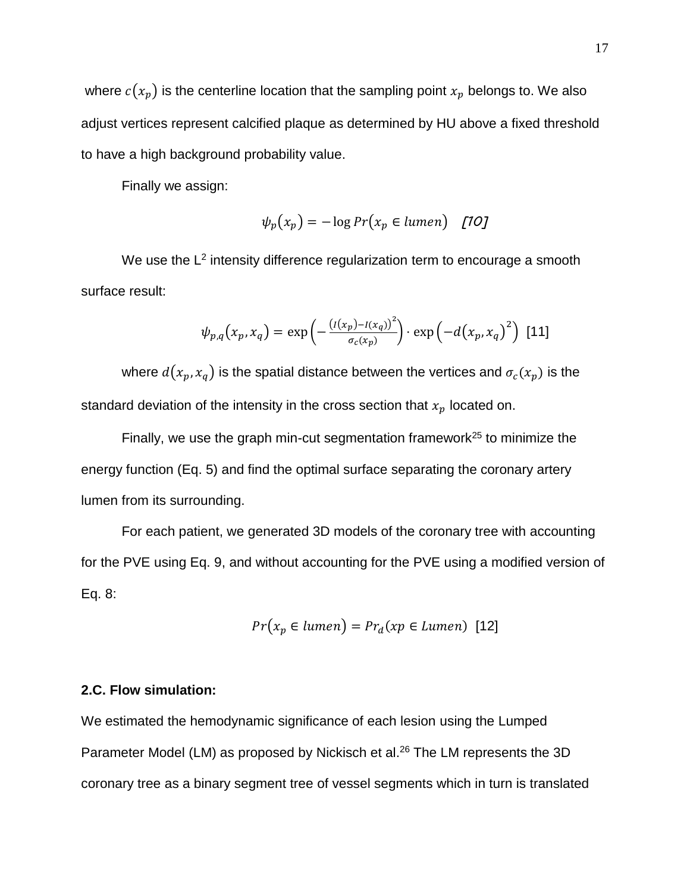where $c(x_p)$ is the centerline location that the sampling point $x_p$ belongs to. We also adjust vertices represent calcified plaque as determined by HU above a fixed threshold to have a high background probability value.

Finally we assign:

$$\psi_p(x_p) = -\log Pr(x_p \in lumen) \quad [10]$$

We use the L[2] intensity difference regularization term to encourage a smooth surface result:

$$\psi_{p,q}(x_p, x_q) = \exp\left(-\frac{\left(I(x_p)-I(x_q)\right)^2}{\sigma_c(x_p)}\right) \cdot \exp\left(-d(x_p, x_q)^2\right) \quad [11]$$

where $d(x_p, x_q)$ is the spatial distance between the vertices and $\sigma_c(x_p)$ is the standard deviation of the intensity in the cross section that $x_p$ located on.

Finally, we use the graph min-cut segmentation framework[25] to minimize the energy function (Eq. 5) and find the optimal surface separating the coronary artery lumen from its surrounding.

For each patient, we generated 3D models of the coronary tree with accounting for the PVE using Eq. 9, and without accounting for the PVE using a modified version of Eq. 8:

$$Pr(x_p \in lumen) = Pr_d(xp \in Lumen) \quad [12]$$

**2.C. Flow simulation:**

We estimated the hemodynamic significance of each lesion using the Lumped Parameter Model (LM) as proposed by Nickisch et al.[26] The LM represents the 3D coronary tree as a binary segment tree of vessel segments which in turn is translated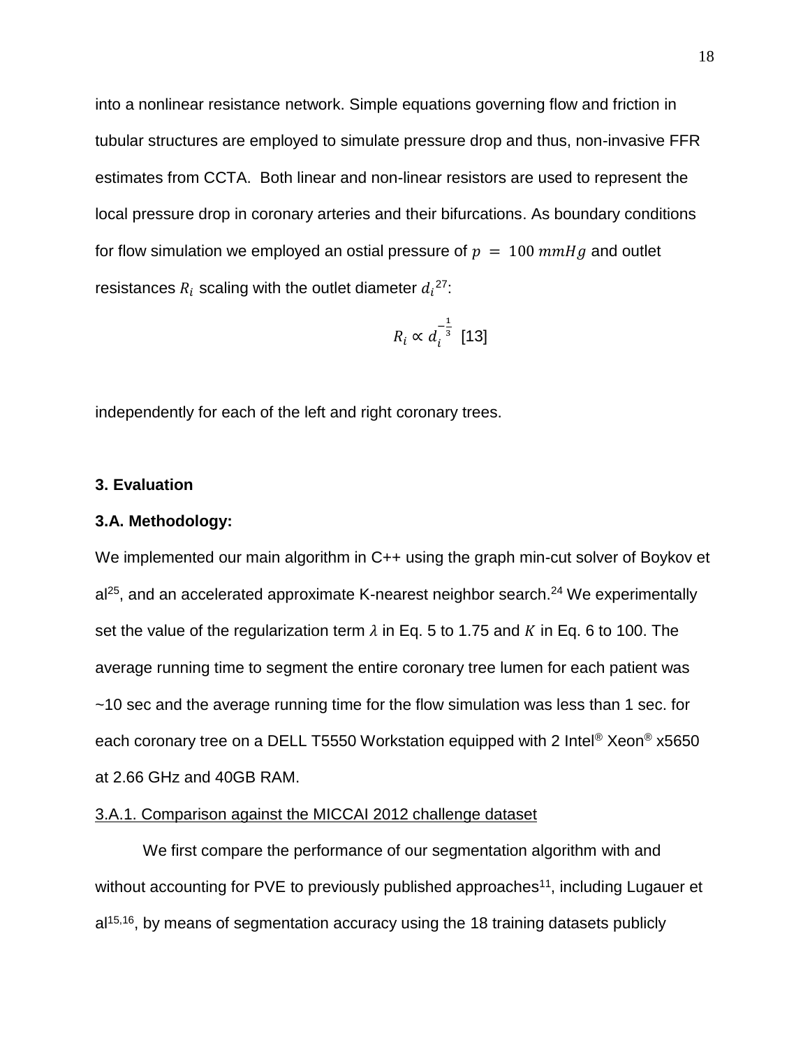into a nonlinear resistance network. Simple equations governing flow and friction in tubular structures are employed to simulate pressure drop and thus, non-invasive FFR estimates from CCTA. Both linear and non-linear resistors are used to represent the local pressure drop in coronary arteries and their bifurcations. As boundary conditions for flow simulation we employed an ostial pressure of $p = 100\ mmHg$ and outlet resistances $R_i$ scaling with the outlet diameter $d_i$[27]:

$$R_i \propto d_i^{-\frac{1}{3}} \quad [13]$$

independently for each of the left and right coronary trees.

## 3. Evaluation

### 3.A. Methodology:

We implemented our main algorithm in C++ using the graph min-cut solver of Boykov et al[25], and an accelerated approximate K-nearest neighbor search.[24] We experimentally set the value of the regularization term $\lambda$ in Eq. 5 to 1.75 and $K$ in Eq. 6 to 100. The average running time to segment the entire coronary tree lumen for each patient was ~10 sec and the average running time for the flow simulation was less than 1 sec. for each coronary tree on a DELL T5550 Workstation equipped with 2 Intel® Xeon® x5650 at 2.66 GHz and 40GB RAM.

#### 3.A.1. Comparison against the MICCAI 2012 challenge dataset

We first compare the performance of our segmentation algorithm with and without accounting for PVE to previously published approaches[11], including Lugauer et al[15,16], by means of segmentation accuracy using the 18 training datasets publicly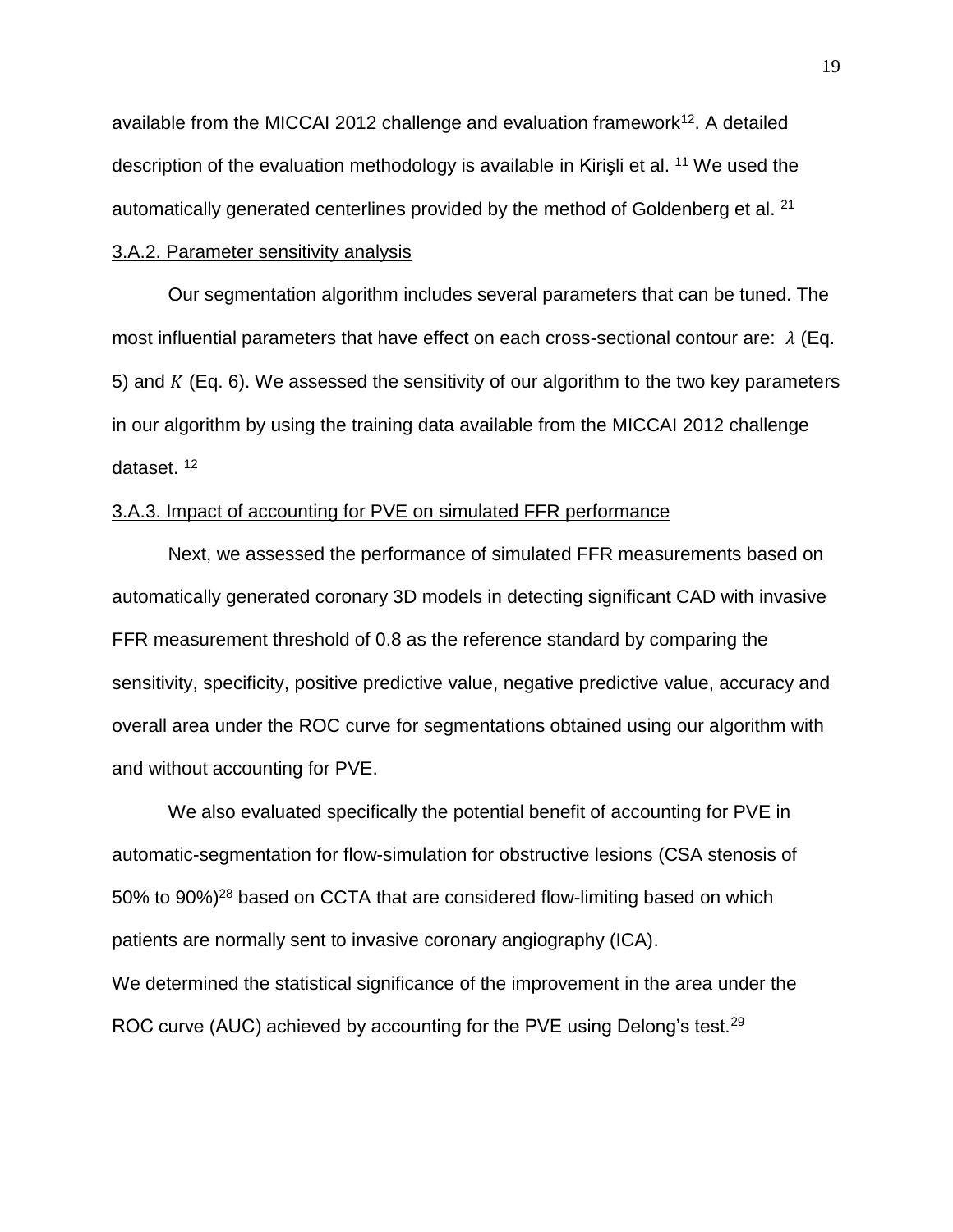available from the MICCAI 2012 challenge and evaluation framework[12]. A detailed description of the evaluation methodology is available in Kirişli et al. [11] We used the automatically generated centerlines provided by the method of Goldenberg et al. [21]

### 3.A.2. Parameter sensitivity analysis

Our segmentation algorithm includes several parameters that can be tuned. The most influential parameters that have effect on each cross-sectional contour are: $\lambda$ (Eq. 5) and $K$ (Eq. 6). We assessed the sensitivity of our algorithm to the two key parameters in our algorithm by using the training data available from the MICCAI 2012 challenge dataset. [12]

### 3.A.3. Impact of accounting for PVE on simulated FFR performance

Next, we assessed the performance of simulated FFR measurements based on automatically generated coronary 3D models in detecting significant CAD with invasive FFR measurement threshold of 0.8 as the reference standard by comparing the sensitivity, specificity, positive predictive value, negative predictive value, accuracy and overall area under the ROC curve for segmentations obtained using our algorithm with and without accounting for PVE.

We also evaluated specifically the potential benefit of accounting for PVE in automatic-segmentation for flow-simulation for obstructive lesions (CSA stenosis of 50% to 90%)[28] based on CCTA that are considered flow-limiting based on which patients are normally sent to invasive coronary angiography (ICA).

We determined the statistical significance of the improvement in the area under the ROC curve (AUC) achieved by accounting for the PVE using Delong's test.[29]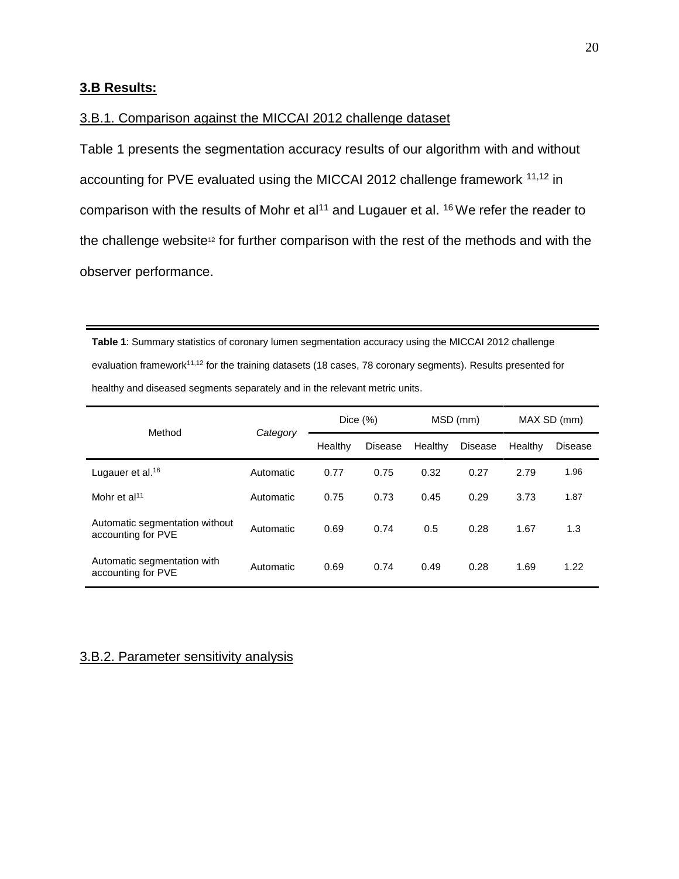### 3.B Results:

#### 3.B.1. Comparison against the MICCAI 2012 challenge dataset

Table 1 presents the segmentation accuracy results of our algorithm with and without accounting for PVE evaluated using the MICCAI 2012 challenge framework [11,12] in comparison with the results of Mohr et al[11] and Lugauer et al. [16] We refer the reader to the challenge website[12] for further comparison with the rest of the methods and with the observer performance.

**Table 1**: Summary statistics of coronary lumen segmentation accuracy using the MICCAI 2012 challenge evaluation framework[11,12] for the training datasets (18 cases, 78 coronary segments). Results presented for healthy and diseased segments separately and in the relevant metric units.

| Method | *Category* | Dice (%) | | MSD (mm) | | MAX SD (mm) | |
|---|---|---|---|---|---|---|---|
| | | Healthy | Disease | Healthy | Disease | Healthy | Disease |
| Lugauer et al.[16] | Automatic | 0.77 | 0.75 | 0.32 | 0.27 | 2.79 | 1.96 |
| Mohr et al[11] | Automatic | 0.75 | 0.73 | 0.45 | 0.29 | 3.73 | 1.87 |
| Automatic segmentation without accounting for PVE | Automatic | 0.69 | 0.74 | 0.5 | 0.28 | 1.67 | 1.3 |
| Automatic segmentation with accounting for PVE | Automatic | 0.69 | 0.74 | 0.49 | 0.28 | 1.69 | 1.22 |

#### 3.B.2. Parameter sensitivity analysis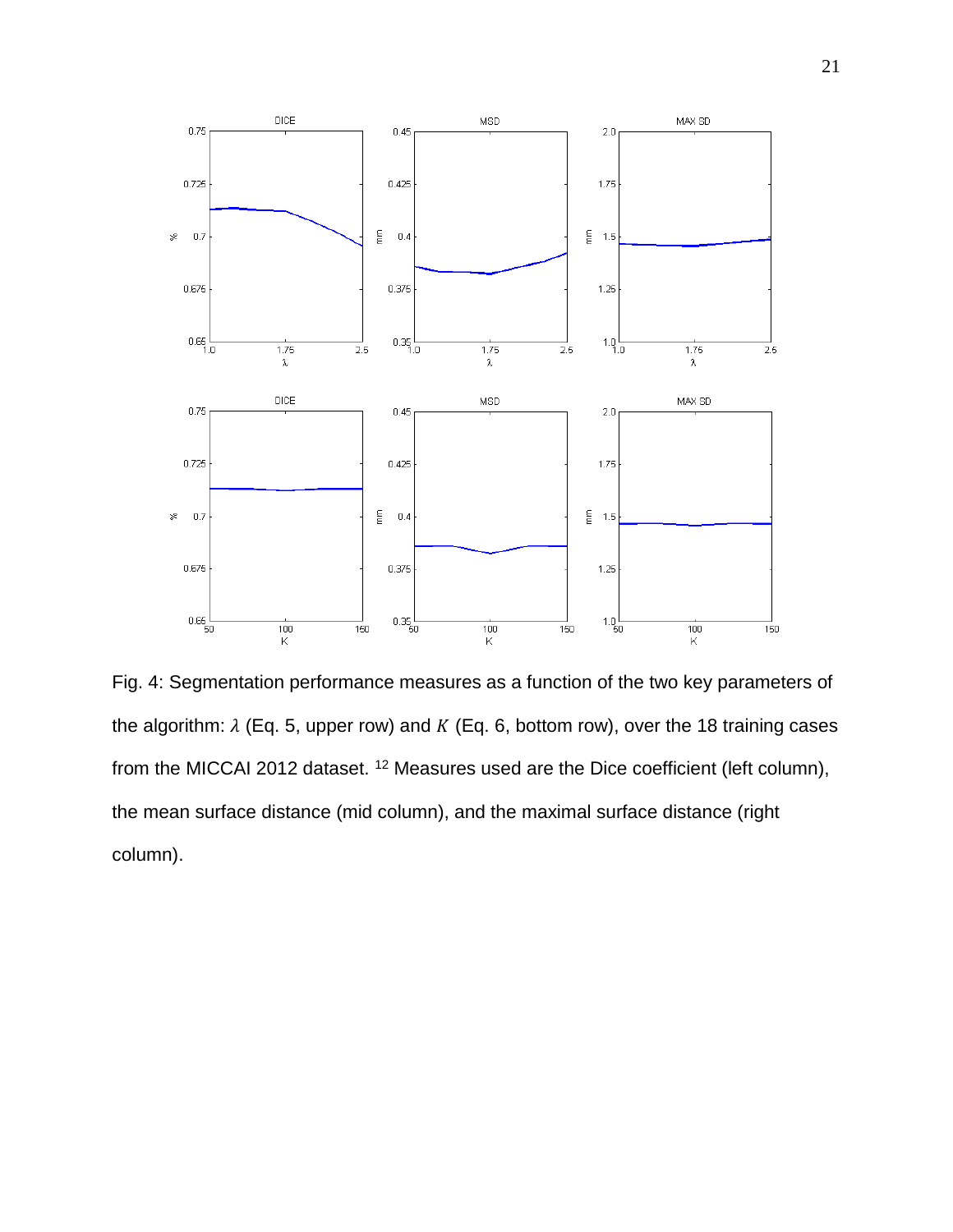Fig. 4: Segmentation performance measures as a function of the two key parameters of the algorithm: $\lambda$ (Eq. 5, upper row) and $K$ (Eq. 6, bottom row), over the 18 training cases from the MICCAI 2012 dataset. [12] Measures used are the Dice coefficient (left column), the mean surface distance (mid column), and the maximal surface distance (right column).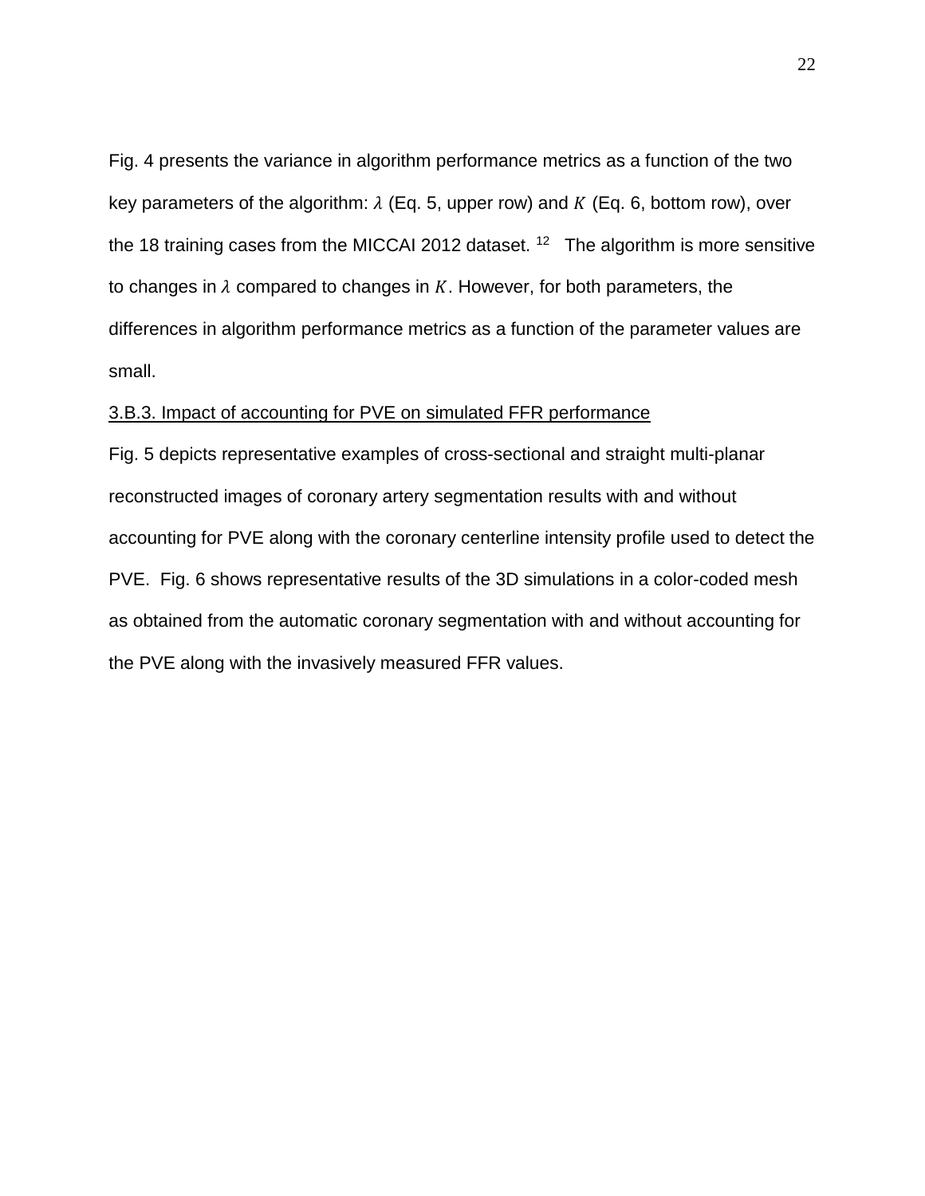Fig. 4 presents the variance in algorithm performance metrics as a function of the two key parameters of the algorithm: $\lambda$ (Eq. 5, upper row) and $K$ (Eq. 6, bottom row), over the 18 training cases from the MICCAI 2012 dataset. [12] The algorithm is more sensitive to changes in $\lambda$ compared to changes in $K$. However, for both parameters, the differences in algorithm performance metrics as a function of the parameter values are small.

3.B.3. Impact of accounting for PVE on simulated FFR performance

Fig. 5 depicts representative examples of cross-sectional and straight multi-planar reconstructed images of coronary artery segmentation results with and without accounting for PVE along with the coronary centerline intensity profile used to detect the PVE. Fig. 6 shows representative results of the 3D simulations in a color-coded mesh as obtained from the automatic coronary segmentation with and without accounting for the PVE along with the invasively measured FFR values.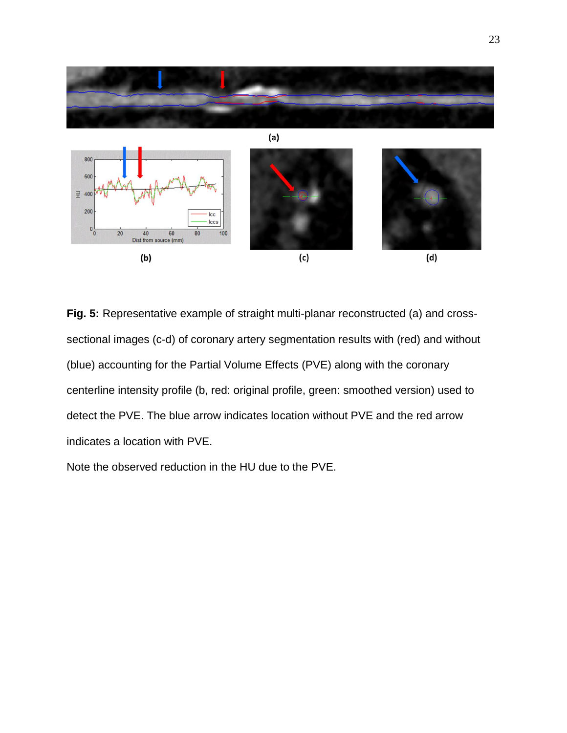**Fig. 5:** Representative example of straight multi-planar reconstructed (a) and cross-sectional images (c-d) of coronary artery segmentation results with (red) and without (blue) accounting for the Partial Volume Effects (PVE) along with the coronary centerline intensity profile (b, red: original profile, green: smoothed version) used to detect the PVE. The blue arrow indicates location without PVE and the red arrow indicates a location with PVE.

Note the observed reduction in the HU due to the PVE.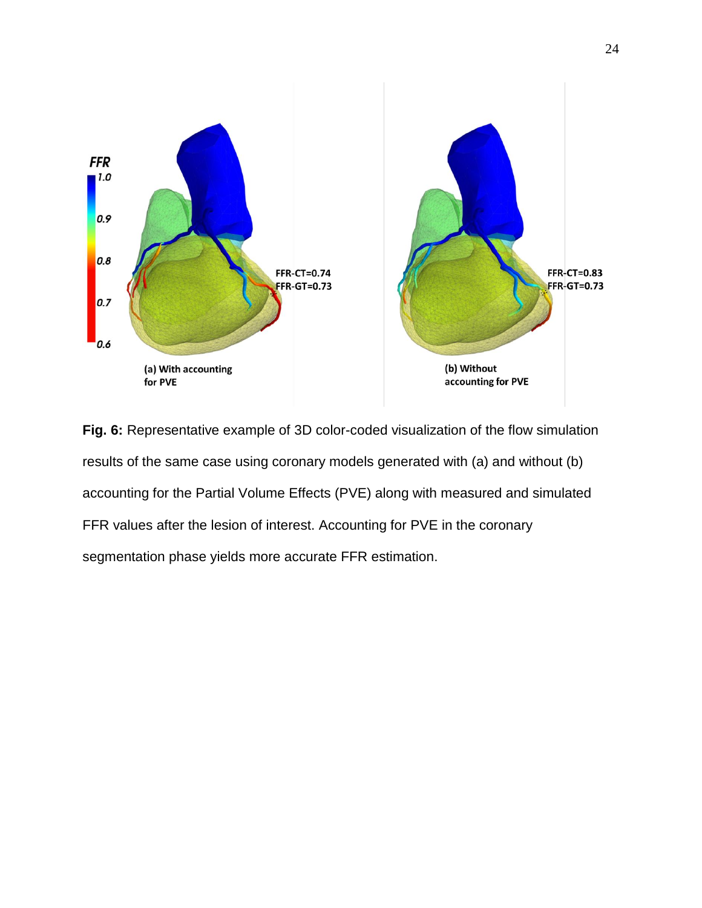**Fig. 6:** Representative example of 3D color-coded visualization of the flow simulation results of the same case using coronary models generated with (a) and without (b) accounting for the Partial Volume Effects (PVE) along with measured and simulated FFR values after the lesion of interest. Accounting for PVE in the coronary segmentation phase yields more accurate FFR estimation.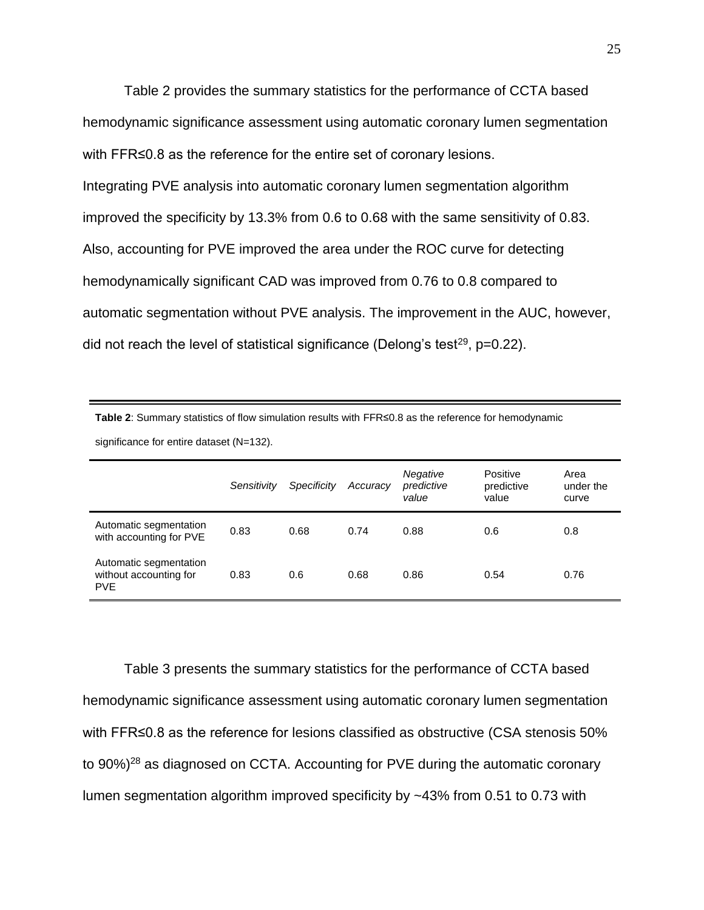Table 2 provides the summary statistics for the performance of CCTA based hemodynamic significance assessment using automatic coronary lumen segmentation with FFR≤0.8 as the reference for the entire set of coronary lesions.

Integrating PVE analysis into automatic coronary lumen segmentation algorithm improved the specificity by 13.3% from 0.6 to 0.68 with the same sensitivity of 0.83. Also, accounting for PVE improved the area under the ROC curve for detecting hemodynamically significant CAD was improved from 0.76 to 0.8 compared to automatic segmentation without PVE analysis. The improvement in the AUC, however, did not reach the level of statistical significance (Delong's test[29], p=0.22).

**Table 2**: Summary statistics of flow simulation results with FFR≤0.8 as the reference for hemodynamic significance for entire dataset (N=132).

| | *Sensitivity* | *Specificity* | *Accuracy* | *Negative predictive value* | Positive predictive value | Area under the curve |
|---|---|---|---|---|---|---|
| Automatic segmentation with accounting for PVE | 0.83 | 0.68 | 0.74 | 0.88 | 0.6 | 0.8 |
| Automatic segmentation without accounting for PVE | 0.83 | 0.6 | 0.68 | 0.86 | 0.54 | 0.76 |

Table 3 presents the summary statistics for the performance of CCTA based hemodynamic significance assessment using automatic coronary lumen segmentation with FFR≤0.8 as the reference for lesions classified as obstructive (CSA stenosis 50% to 90%)[28] as diagnosed on CCTA. Accounting for PVE during the automatic coronary lumen segmentation algorithm improved specificity by ~43% from 0.51 to 0.73 with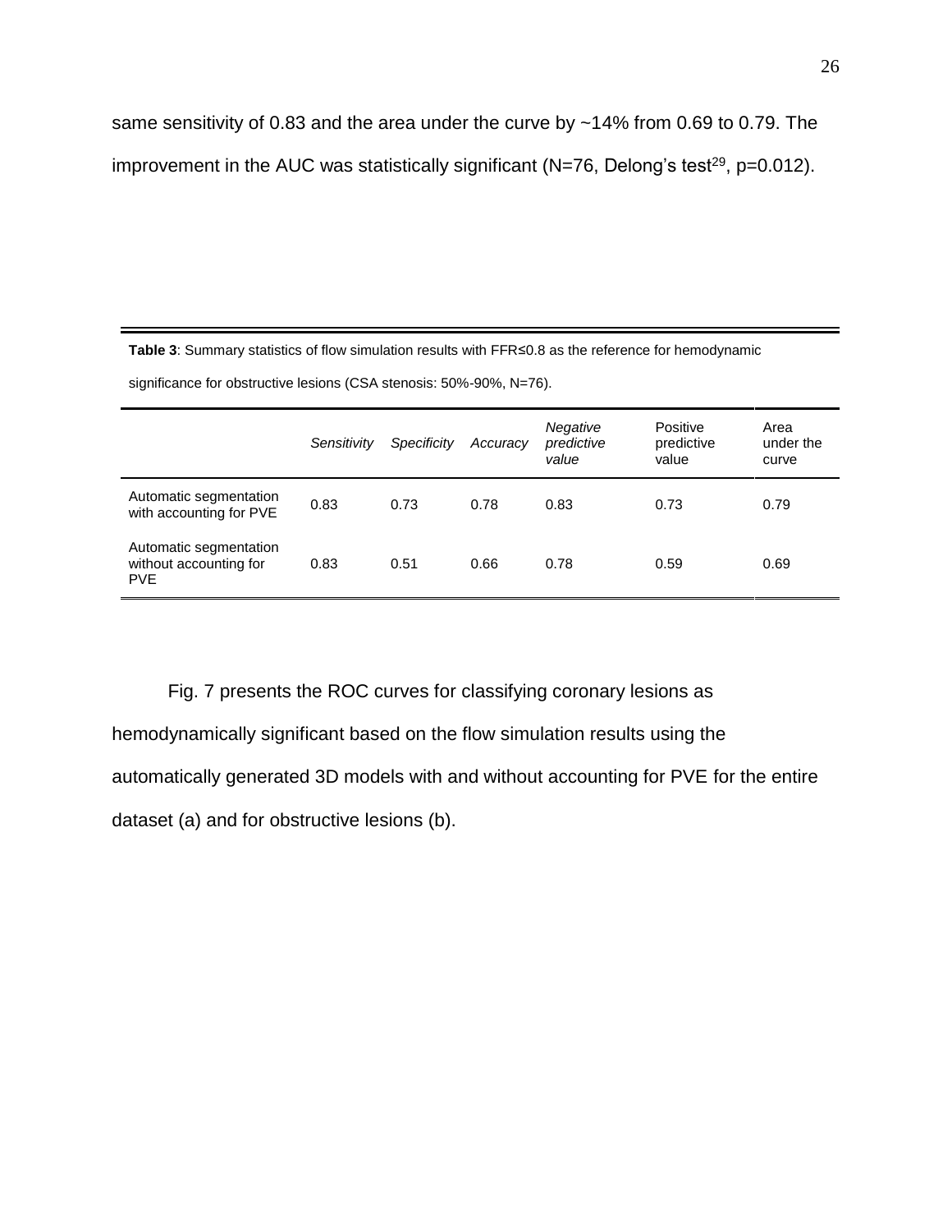same sensitivity of 0.83 and the area under the curve by ~14% from 0.69 to 0.79. The improvement in the AUC was statistically significant (N=76, Delong's test[29], p=0.012).

**Table 3**: Summary statistics of flow simulation results with FFR≤0.8 as the reference for hemodynamic significance for obstructive lesions (CSA stenosis: 50%-90%, N=76).

| | *Sensitivity* | *Specificity* | *Accuracy* | *Negative predictive value* | Positive predictive value | Area under the curve |
|---|---|---|---|---|---|---|
| Automatic segmentation with accounting for PVE | 0.83 | 0.73 | 0.78 | 0.83 | 0.73 | 0.79 |
| Automatic segmentation without accounting for PVE | 0.83 | 0.51 | 0.66 | 0.78 | 0.59 | 0.69 |

Fig. 7 presents the ROC curves for classifying coronary lesions as hemodynamically significant based on the flow simulation results using the automatically generated 3D models with and without accounting for PVE for the entire dataset (a) and for obstructive lesions (b).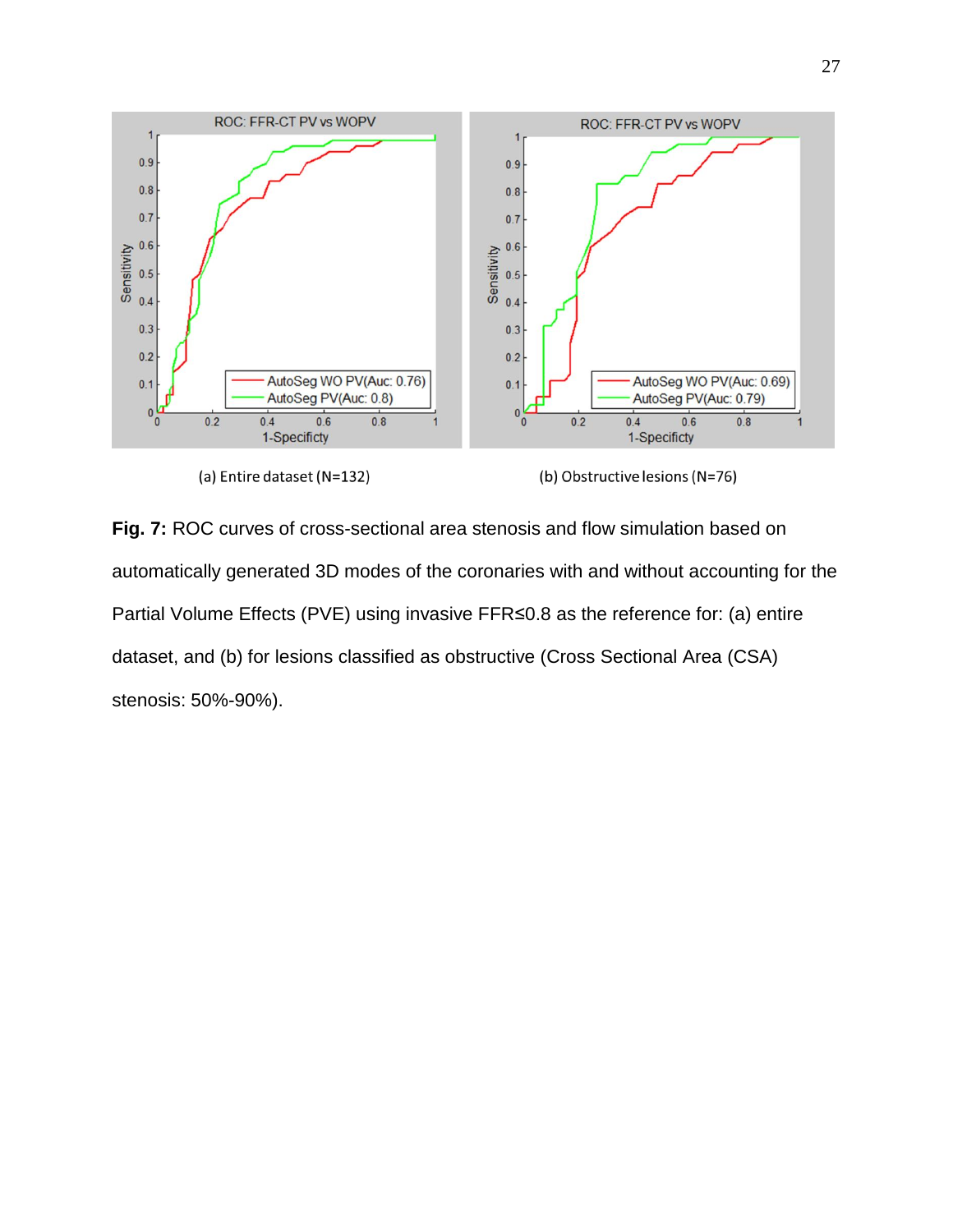(a) Entire dataset (N=132)

(b) Obstructive lesions (N=76)

**Fig. 7:** ROC curves of cross-sectional area stenosis and flow simulation based on automatically generated 3D modes of the coronaries with and without accounting for the Partial Volume Effects (PVE) using invasive FFR≤0.8 as the reference for: (a) entire dataset, and (b) for lesions classified as obstructive (Cross Sectional Area (CSA) stenosis: 50%-90%).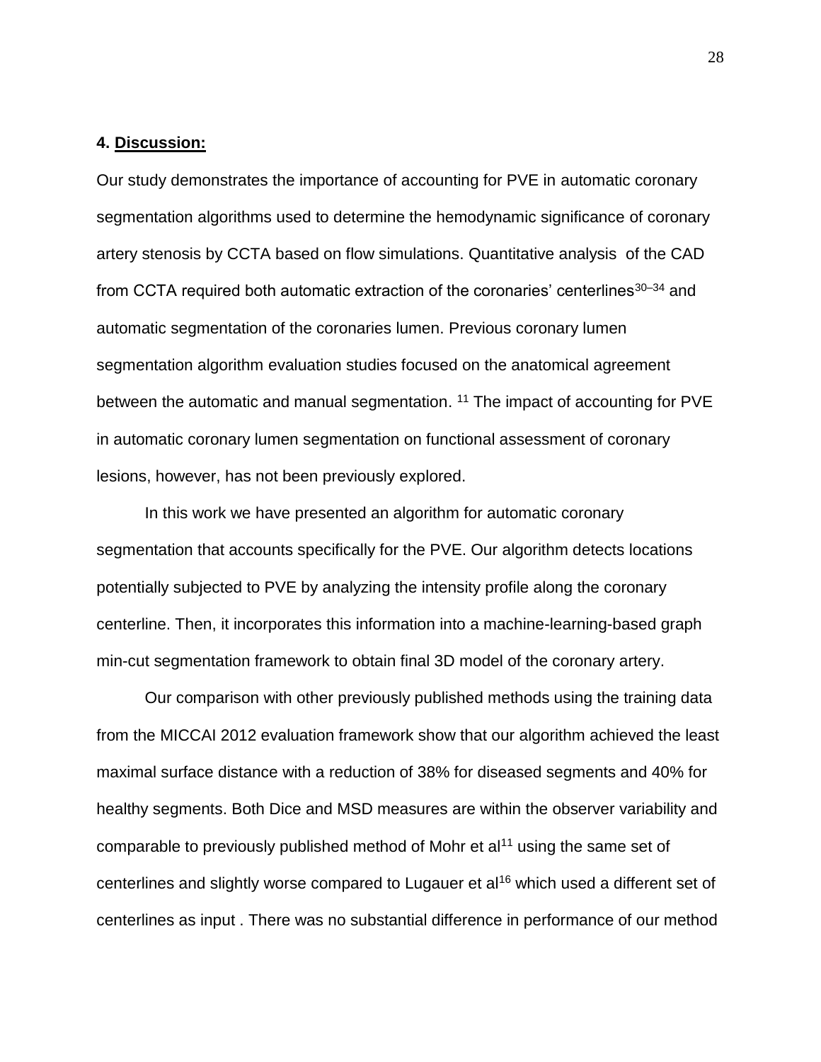## 4. Discussion:

Our study demonstrates the importance of accounting for PVE in automatic coronary segmentation algorithms used to determine the hemodynamic significance of coronary artery stenosis by CCTA based on flow simulations. Quantitative analysis of the CAD from CCTA required both automatic extraction of the coronaries' centerlines[30–34] and automatic segmentation of the coronaries lumen. Previous coronary lumen segmentation algorithm evaluation studies focused on the anatomical agreement between the automatic and manual segmentation. [11] The impact of accounting for PVE in automatic coronary lumen segmentation on functional assessment of coronary lesions, however, has not been previously explored.

In this work we have presented an algorithm for automatic coronary segmentation that accounts specifically for the PVE. Our algorithm detects locations potentially subjected to PVE by analyzing the intensity profile along the coronary centerline. Then, it incorporates this information into a machine-learning-based graph min-cut segmentation framework to obtain final 3D model of the coronary artery.

Our comparison with other previously published methods using the training data from the MICCAI 2012 evaluation framework show that our algorithm achieved the least maximal surface distance with a reduction of 38% for diseased segments and 40% for healthy segments. Both Dice and MSD measures are within the observer variability and comparable to previously published method of Mohr et al[11] using the same set of centerlines and slightly worse compared to Lugauer et al[16] which used a different set of centerlines as input . There was no substantial difference in performance of our method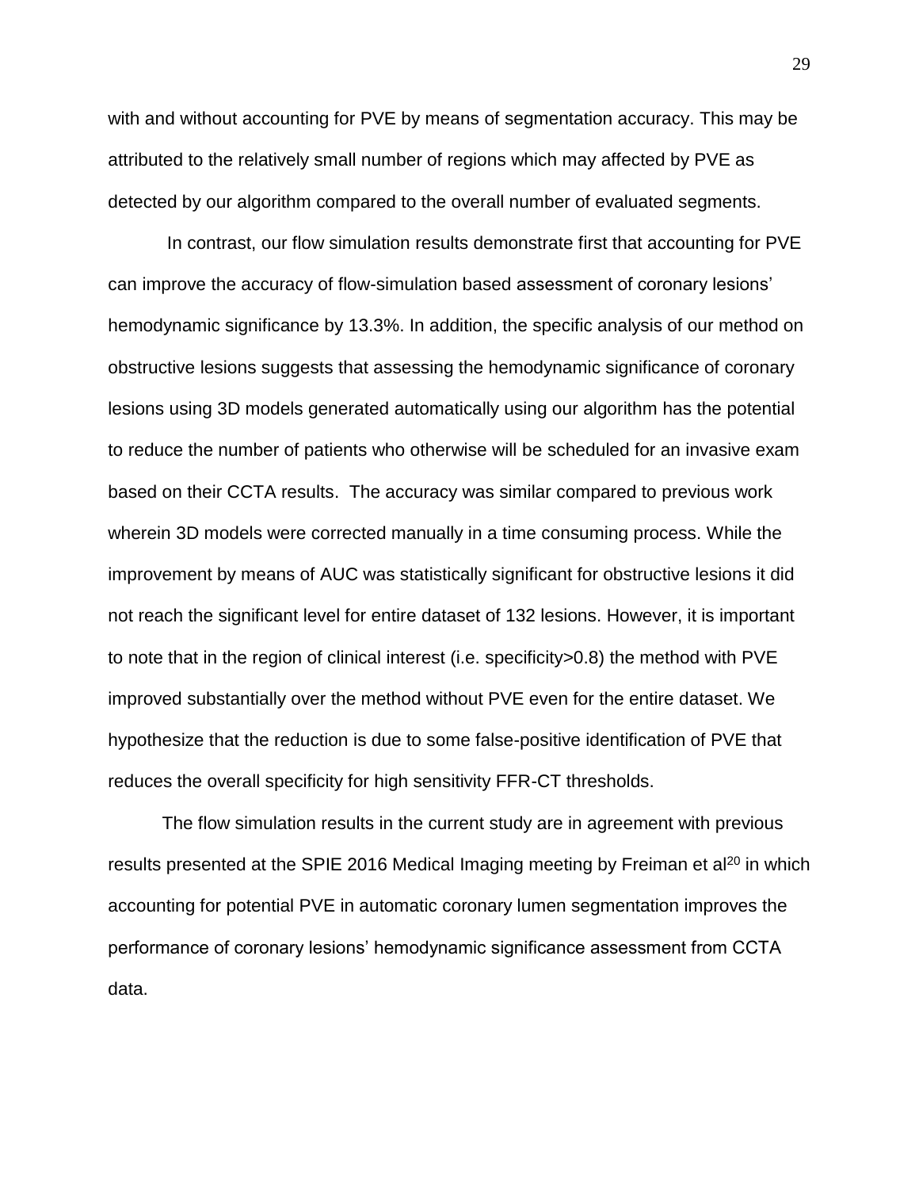with and without accounting for PVE by means of segmentation accuracy. This may be attributed to the relatively small number of regions which may affected by PVE as detected by our algorithm compared to the overall number of evaluated segments.

In contrast, our flow simulation results demonstrate first that accounting for PVE can improve the accuracy of flow-simulation based assessment of coronary lesions' hemodynamic significance by 13.3%. In addition, the specific analysis of our method on obstructive lesions suggests that assessing the hemodynamic significance of coronary lesions using 3D models generated automatically using our algorithm has the potential to reduce the number of patients who otherwise will be scheduled for an invasive exam based on their CCTA results. The accuracy was similar compared to previous work wherein 3D models were corrected manually in a time consuming process. While the improvement by means of AUC was statistically significant for obstructive lesions it did not reach the significant level for entire dataset of 132 lesions. However, it is important to note that in the region of clinical interest (i.e. specificity>0.8) the method with PVE improved substantially over the method without PVE even for the entire dataset. We hypothesize that the reduction is due to some false-positive identification of PVE that reduces the overall specificity for high sensitivity FFR-CT thresholds.

The flow simulation results in the current study are in agreement with previous results presented at the SPIE 2016 Medical Imaging meeting by Freiman et al[20] in which accounting for potential PVE in automatic coronary lumen segmentation improves the performance of coronary lesions' hemodynamic significance assessment from CCTA data.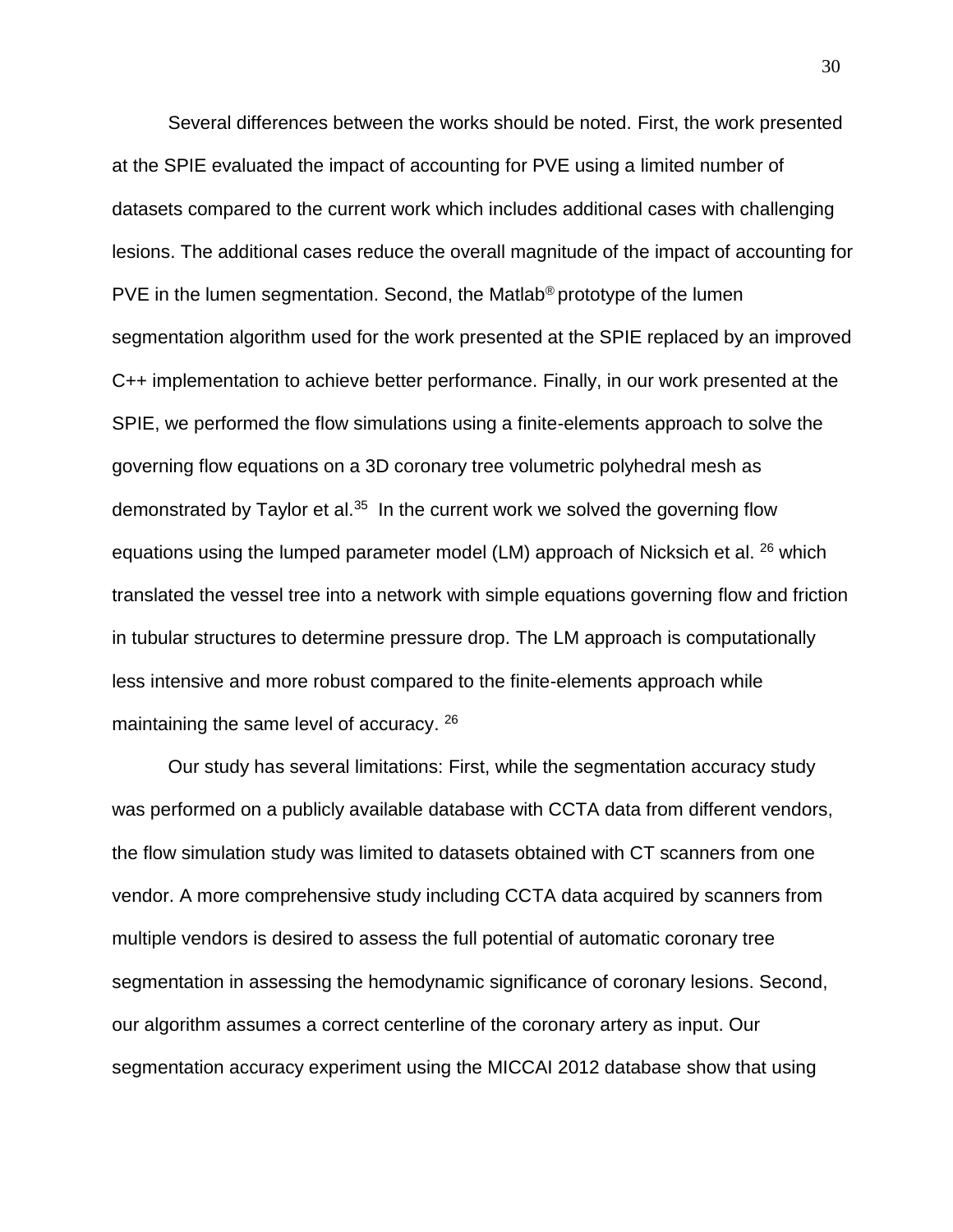Several differences between the works should be noted. First, the work presented at the SPIE evaluated the impact of accounting for PVE using a limited number of datasets compared to the current work which includes additional cases with challenging lesions. The additional cases reduce the overall magnitude of the impact of accounting for PVE in the lumen segmentation. Second, the Matlab® prototype of the lumen segmentation algorithm used for the work presented at the SPIE replaced by an improved C++ implementation to achieve better performance. Finally, in our work presented at the SPIE, we performed the flow simulations using a finite-elements approach to solve the governing flow equations on a 3D coronary tree volumetric polyhedral mesh as demonstrated by Taylor et al.[35] In the current work we solved the governing flow equations using the lumped parameter model (LM) approach of Nicksich et al. [26] which translated the vessel tree into a network with simple equations governing flow and friction in tubular structures to determine pressure drop. The LM approach is computationally less intensive and more robust compared to the finite-elements approach while maintaining the same level of accuracy. [26]

Our study has several limitations: First, while the segmentation accuracy study was performed on a publicly available database with CCTA data from different vendors, the flow simulation study was limited to datasets obtained with CT scanners from one vendor. A more comprehensive study including CCTA data acquired by scanners from multiple vendors is desired to assess the full potential of automatic coronary tree segmentation in assessing the hemodynamic significance of coronary lesions. Second, our algorithm assumes a correct centerline of the coronary artery as input. Our segmentation accuracy experiment using the MICCAI 2012 database show that using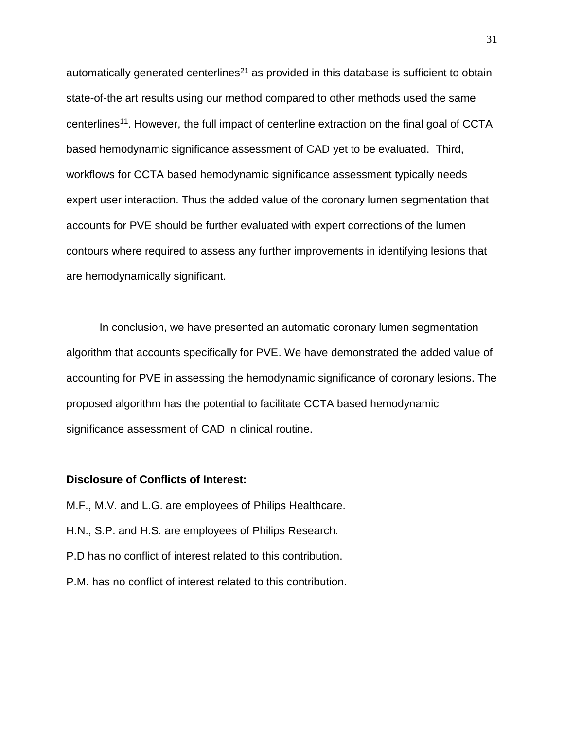automatically generated centerlines[21] as provided in this database is sufficient to obtain state-of-the art results using our method compared to other methods used the same centerlines[11]. However, the full impact of centerline extraction on the final goal of CCTA based hemodynamic significance assessment of CAD yet to be evaluated. Third, workflows for CCTA based hemodynamic significance assessment typically needs expert user interaction. Thus the added value of the coronary lumen segmentation that accounts for PVE should be further evaluated with expert corrections of the lumen contours where required to assess any further improvements in identifying lesions that are hemodynamically significant.

In conclusion, we have presented an automatic coronary lumen segmentation algorithm that accounts specifically for PVE. We have demonstrated the added value of accounting for PVE in assessing the hemodynamic significance of coronary lesions. The proposed algorithm has the potential to facilitate CCTA based hemodynamic significance assessment of CAD in clinical routine.

**Disclosure of Conflicts of Interest:**

M.F., M.V. and L.G. are employees of Philips Healthcare.

H.N., S.P. and H.S. are employees of Philips Research.

P.D has no conflict of interest related to this contribution.

P.M. has no conflict of interest related to this contribution.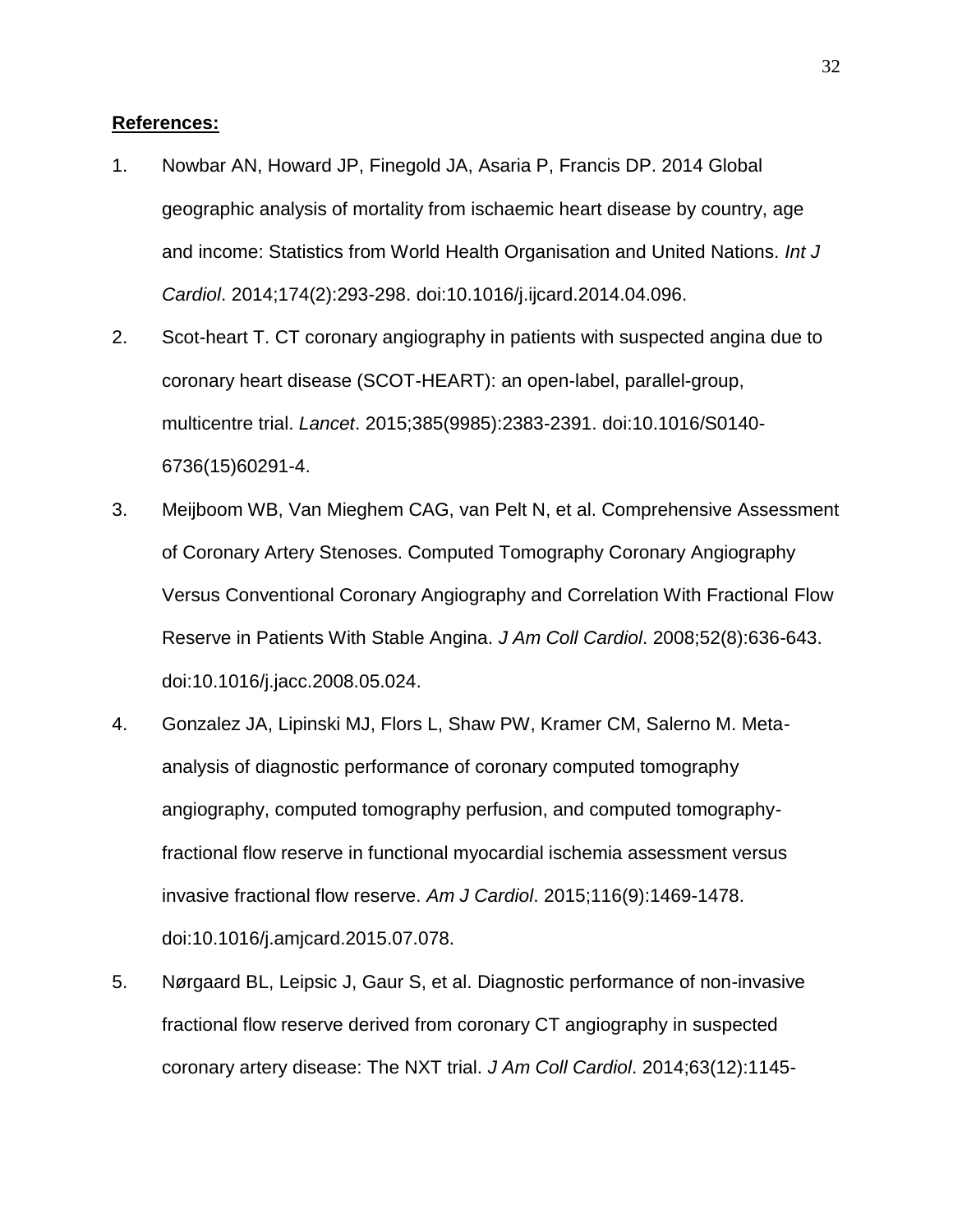**References:**

1. Nowbar AN, Howard JP, Finegold JA, Asaria P, Francis DP. 2014 Global geographic analysis of mortality from ischaemic heart disease by country, age and income: Statistics from World Health Organisation and United Nations. *Int J Cardiol*. 2014;174(2):293-298. doi:10.1016/j.ijcard.2014.04.096.
2. Scot-heart T. CT coronary angiography in patients with suspected angina due to coronary heart disease (SCOT-HEART): an open-label, parallel-group, multicentre trial. *Lancet*. 2015;385(9985):2383-2391. doi:10.1016/S0140-6736(15)60291-4.
3. Meijboom WB, Van Mieghem CAG, van Pelt N, et al. Comprehensive Assessment of Coronary Artery Stenoses. Computed Tomography Coronary Angiography Versus Conventional Coronary Angiography and Correlation With Fractional Flow Reserve in Patients With Stable Angina. *J Am Coll Cardiol*. 2008;52(8):636-643. doi:10.1016/j.jacc.2008.05.024.
4. Gonzalez JA, Lipinski MJ, Flors L, Shaw PW, Kramer CM, Salerno M. Meta-analysis of diagnostic performance of coronary computed tomography angiography, computed tomography perfusion, and computed tomography-fractional flow reserve in functional myocardial ischemia assessment versus invasive fractional flow reserve. *Am J Cardiol*. 2015;116(9):1469-1478. doi:10.1016/j.amjcard.2015.07.078.
5. Nørgaard BL, Leipsic J, Gaur S, et al. Diagnostic performance of non-invasive fractional flow reserve derived from coronary CT angiography in suspected coronary artery disease: The NXT trial. *J Am Coll Cardiol*. 2014;63(12):1145-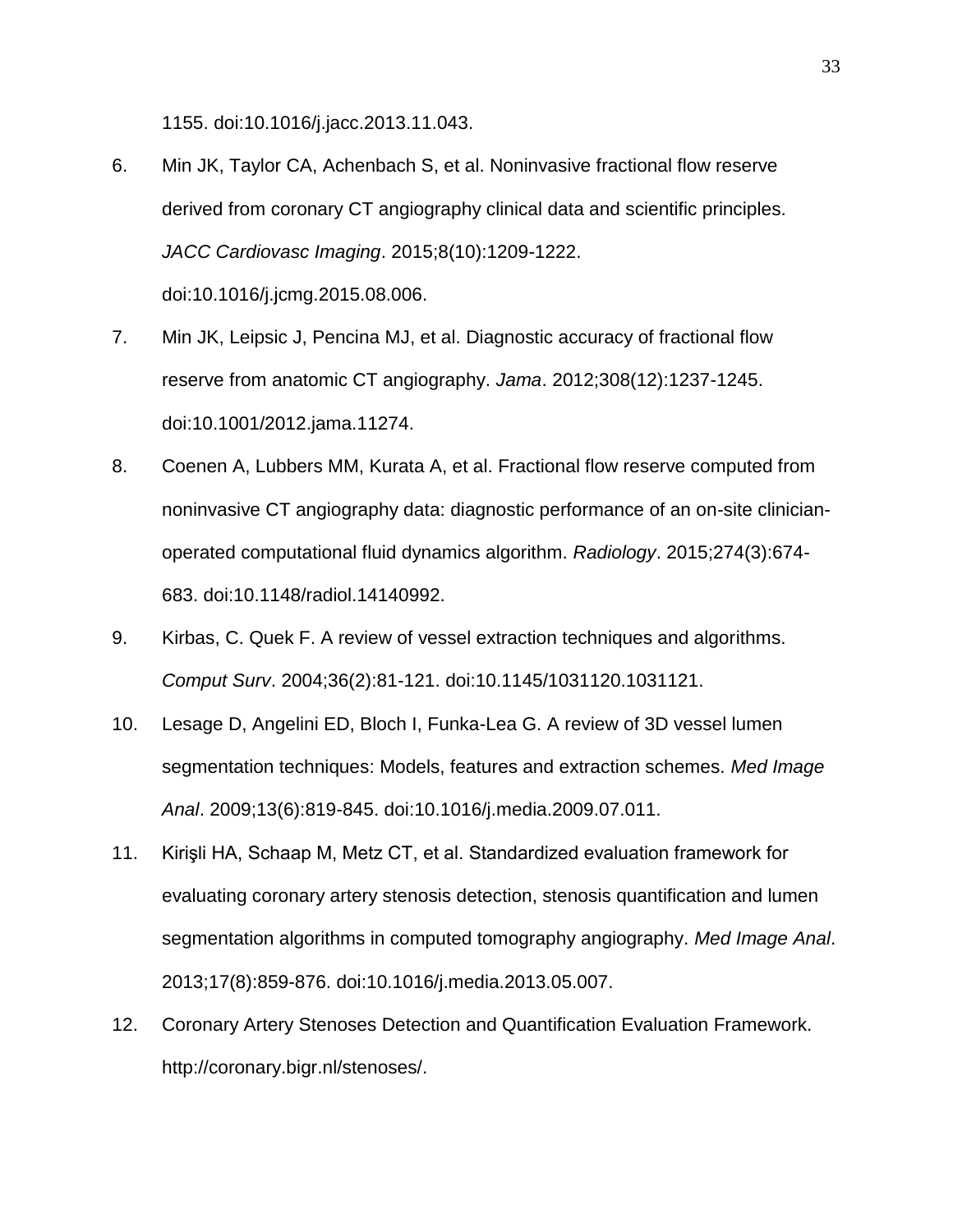1155. doi:10.1016/j.jacc.2013.11.043.

6. Min JK, Taylor CA, Achenbach S, et al. Noninvasive fractional flow reserve derived from coronary CT angiography clinical data and scientific principles. *JACC Cardiovasc Imaging*. 2015;8(10):1209-1222. doi:10.1016/j.jcmg.2015.08.006.

7. Min JK, Leipsic J, Pencina MJ, et al. Diagnostic accuracy of fractional flow reserve from anatomic CT angiography. *Jama*. 2012;308(12):1237-1245. doi:10.1001/2012.jama.11274.

8. Coenen A, Lubbers MM, Kurata A, et al. Fractional flow reserve computed from noninvasive CT angiography data: diagnostic performance of an on-site clinician-operated computational fluid dynamics algorithm. *Radiology*. 2015;274(3):674-683. doi:10.1148/radiol.14140992.

9. Kirbas, C. Quek F. A review of vessel extraction techniques and algorithms. *Comput Surv*. 2004;36(2):81-121. doi:10.1145/1031120.1031121.

10. Lesage D, Angelini ED, Bloch I, Funka-Lea G. A review of 3D vessel lumen segmentation techniques: Models, features and extraction schemes. *Med Image Anal*. 2009;13(6):819-845. doi:10.1016/j.media.2009.07.011.

11. Kirişli HA, Schaap M, Metz CT, et al. Standardized evaluation framework for evaluating coronary artery stenosis detection, stenosis quantification and lumen segmentation algorithms in computed tomography angiography. *Med Image Anal*. 2013;17(8):859-876. doi:10.1016/j.media.2013.05.007.

12. Coronary Artery Stenoses Detection and Quantification Evaluation Framework. http://coronary.bigr.nl/stenoses/.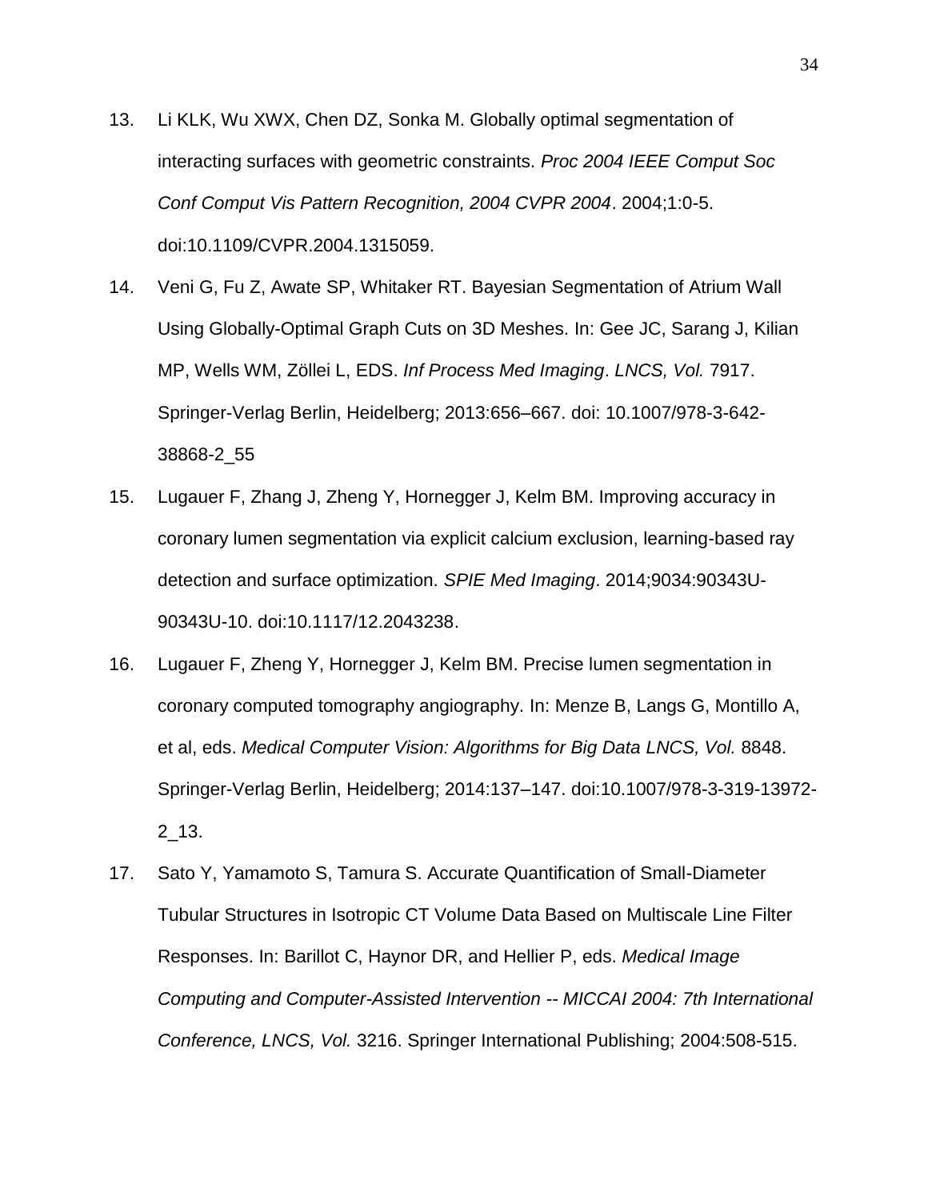13. Li KLK, Wu XWX, Chen DZ, Sonka M. Globally optimal segmentation of interacting surfaces with geometric constraints. *Proc 2004 IEEE Comput Soc Conf Comput Vis Pattern Recognition, 2004 CVPR 2004*. 2004;1:0-5. doi:10.1109/CVPR.2004.1315059.

14. Veni G, Fu Z, Awate SP, Whitaker RT. Bayesian Segmentation of Atrium Wall Using Globally-Optimal Graph Cuts on 3D Meshes. In: Gee JC, Sarang J, Kilian MP, Wells WM, Zöllei L, EDS. *Inf Process Med Imaging*. *LNCS, Vol.* 7917. Springer-Verlag Berlin, Heidelberg; 2013:656–667. doi: 10.1007/978-3-642-38868-2_55

15. Lugauer F, Zhang J, Zheng Y, Hornegger J, Kelm BM. Improving accuracy in coronary lumen segmentation via explicit calcium exclusion, learning-based ray detection and surface optimization. *SPIE Med Imaging*. 2014;9034:90343U-90343U-10. doi:10.1117/12.2043238.

16. Lugauer F, Zheng Y, Hornegger J, Kelm BM. Precise lumen segmentation in coronary computed tomography angiography. In: Menze B, Langs G, Montillo A, et al, eds. *Medical Computer Vision: Algorithms for Big Data LNCS, Vol.* 8848. Springer-Verlag Berlin, Heidelberg; 2014:137–147. doi:10.1007/978-3-319-13972-2_13.

17. Sato Y, Yamamoto S, Tamura S. Accurate Quantification of Small-Diameter Tubular Structures in Isotropic CT Volume Data Based on Multiscale Line Filter Responses. In: Barillot C, Haynor DR, and Hellier P, eds. *Medical Image Computing and Computer-Assisted Intervention -- MICCAI 2004: 7th International Conference, LNCS, Vol.* 3216. Springer International Publishing; 2004:508-515.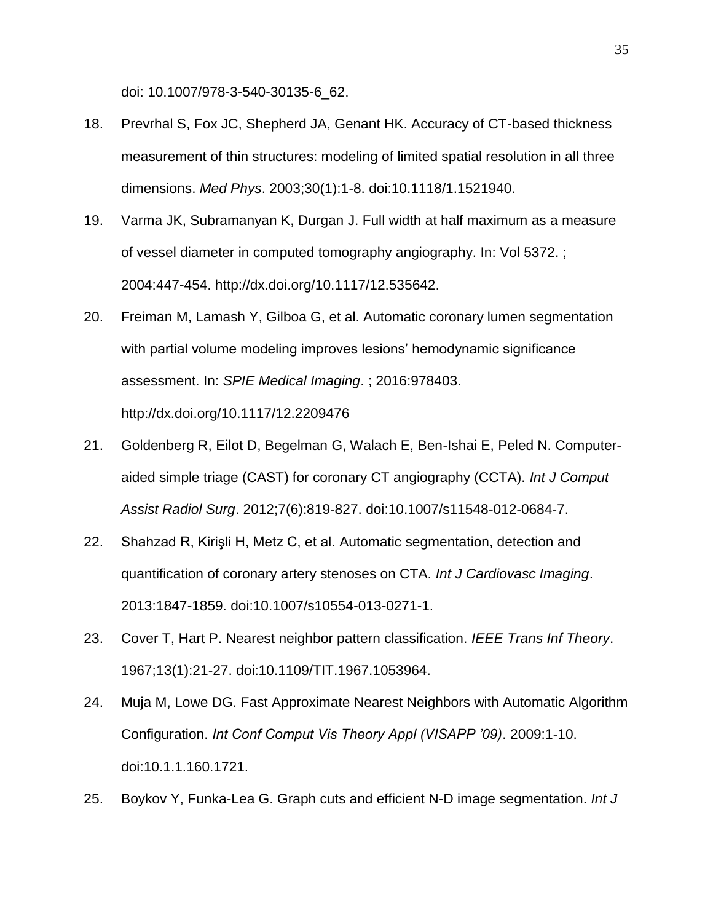doi: 10.1007/978-3-540-30135-6_62.

18. Prevrhal S, Fox JC, Shepherd JA, Genant HK. Accuracy of CT-based thickness measurement of thin structures: modeling of limited spatial resolution in all three dimensions. *Med Phys*. 2003;30(1):1-8. doi:10.1118/1.1521940.

19. Varma JK, Subramanyan K, Durgan J. Full width at half maximum as a measure of vessel diameter in computed tomography angiography. In: Vol 5372. ; 2004:447-454. http://dx.doi.org/10.1117/12.535642.

20. Freiman M, Lamash Y, Gilboa G, et al. Automatic coronary lumen segmentation with partial volume modeling improves lesions' hemodynamic significance assessment. In: *SPIE Medical Imaging*. ; 2016:978403. http://dx.doi.org/10.1117/12.2209476

21. Goldenberg R, Eilot D, Begelman G, Walach E, Ben-Ishai E, Peled N. Computer-aided simple triage (CAST) for coronary CT angiography (CCTA). *Int J Comput Assist Radiol Surg*. 2012;7(6):819-827. doi:10.1007/s11548-012-0684-7.

22. Shahzad R, Kirişli H, Metz C, et al. Automatic segmentation, detection and quantification of coronary artery stenoses on CTA. *Int J Cardiovasc Imaging*. 2013:1847-1859. doi:10.1007/s10554-013-0271-1.

23. Cover T, Hart P. Nearest neighbor pattern classification. *IEEE Trans Inf Theory*. 1967;13(1):21-27. doi:10.1109/TIT.1967.1053964.

24. Muja M, Lowe DG. Fast Approximate Nearest Neighbors with Automatic Algorithm Configuration. *Int Conf Comput Vis Theory Appl (VISAPP '09)*. 2009:1-10. doi:10.1.1.160.1721.

25. Boykov Y, Funka-Lea G. Graph cuts and efficient N-D image segmentation. *Int J*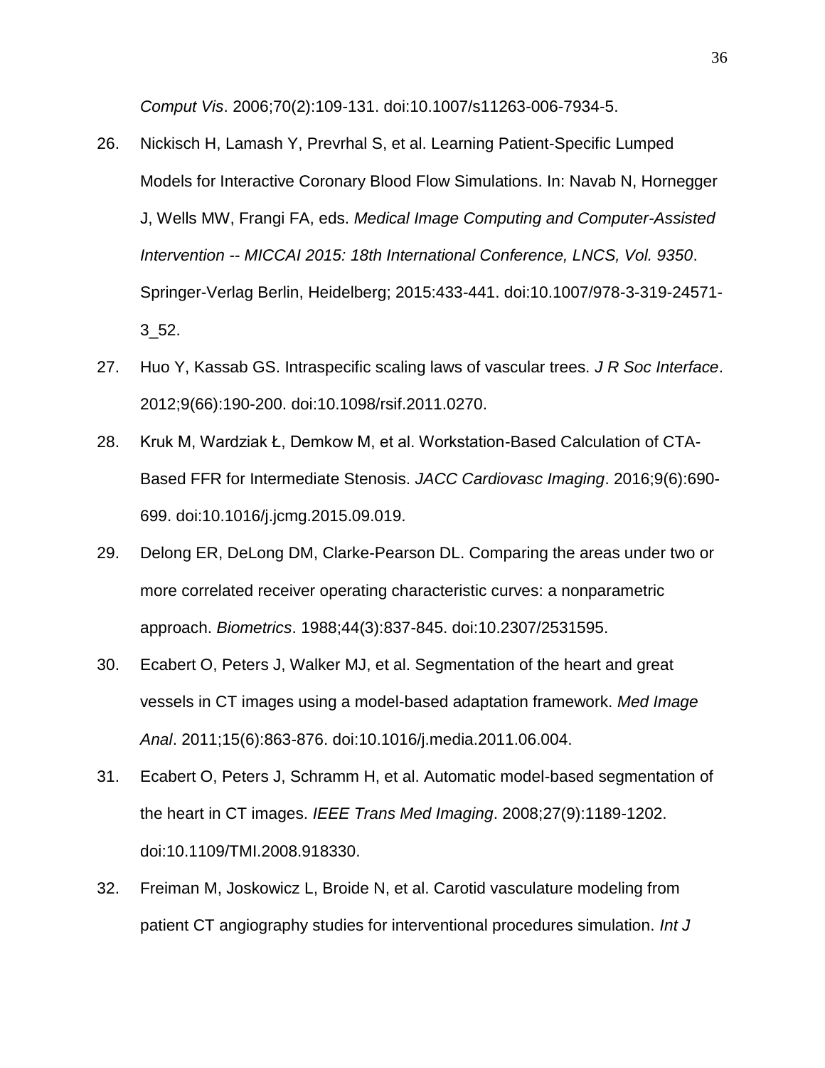*Comput Vis*. 2006;70(2):109-131. doi:10.1007/s11263-006-7934-5.

26. Nickisch H, Lamash Y, Prevrhal S, et al. Learning Patient-Specific Lumped Models for Interactive Coronary Blood Flow Simulations. In: Navab N, Hornegger J, Wells MW, Frangi FA, eds. *Medical Image Computing and Computer-Assisted Intervention -- MICCAI 2015: 18th International Conference, LNCS, Vol. 9350*. Springer-Verlag Berlin, Heidelberg; 2015:433-441. doi:10.1007/978-3-319-24571-3_52.

27. Huo Y, Kassab GS. Intraspecific scaling laws of vascular trees. *J R Soc Interface*. 2012;9(66):190-200. doi:10.1098/rsif.2011.0270.

28. Kruk M, Wardziak Ł, Demkow M, et al. Workstation-Based Calculation of CTA-Based FFR for Intermediate Stenosis. *JACC Cardiovasc Imaging*. 2016;9(6):690-699. doi:10.1016/j.jcmg.2015.09.019.

29. Delong ER, DeLong DM, Clarke-Pearson DL. Comparing the areas under two or more correlated receiver operating characteristic curves: a nonparametric approach. *Biometrics*. 1988;44(3):837-845. doi:10.2307/2531595.

30. Ecabert O, Peters J, Walker MJ, et al. Segmentation of the heart and great vessels in CT images using a model-based adaptation framework. *Med Image Anal*. 2011;15(6):863-876. doi:10.1016/j.media.2011.06.004.

31. Ecabert O, Peters J, Schramm H, et al. Automatic model-based segmentation of the heart in CT images. *IEEE Trans Med Imaging*. 2008;27(9):1189-1202. doi:10.1109/TMI.2008.918330.

32. Freiman M, Joskowicz L, Broide N, et al. Carotid vasculature modeling from patient CT angiography studies for interventional procedures simulation. *Int J*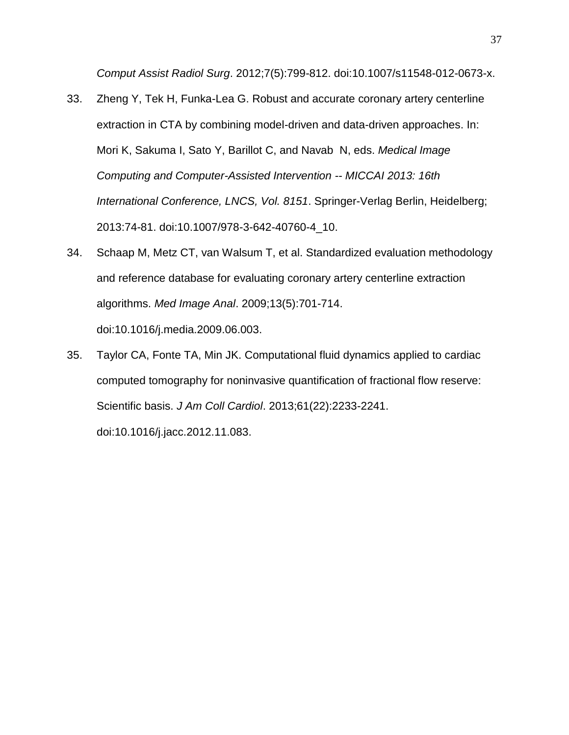*Comput Assist Radiol Surg*. 2012;7(5):799-812. doi:10.1007/s11548-012-0673-x.

33. Zheng Y, Tek H, Funka-Lea G. Robust and accurate coronary artery centerline extraction in CTA by combining model-driven and data-driven approaches. In: Mori K, Sakuma I, Sato Y, Barillot C, and Navab N, eds. *Medical Image Computing and Computer-Assisted Intervention -- MICCAI 2013: 16th International Conference, LNCS, Vol. 8151*. Springer-Verlag Berlin, Heidelberg; 2013:74-81. doi:10.1007/978-3-642-40760-4_10.

34. Schaap M, Metz CT, van Walsum T, et al. Standardized evaluation methodology and reference database for evaluating coronary artery centerline extraction algorithms. *Med Image Anal*. 2009;13(5):701-714. doi:10.1016/j.media.2009.06.003.

35. Taylor CA, Fonte TA, Min JK. Computational fluid dynamics applied to cardiac computed tomography for noninvasive quantification of fractional flow reserve: Scientific basis. *J Am Coll Cardiol*. 2013;61(22):2233-2241. doi:10.1016/j.jacc.2012.11.083.